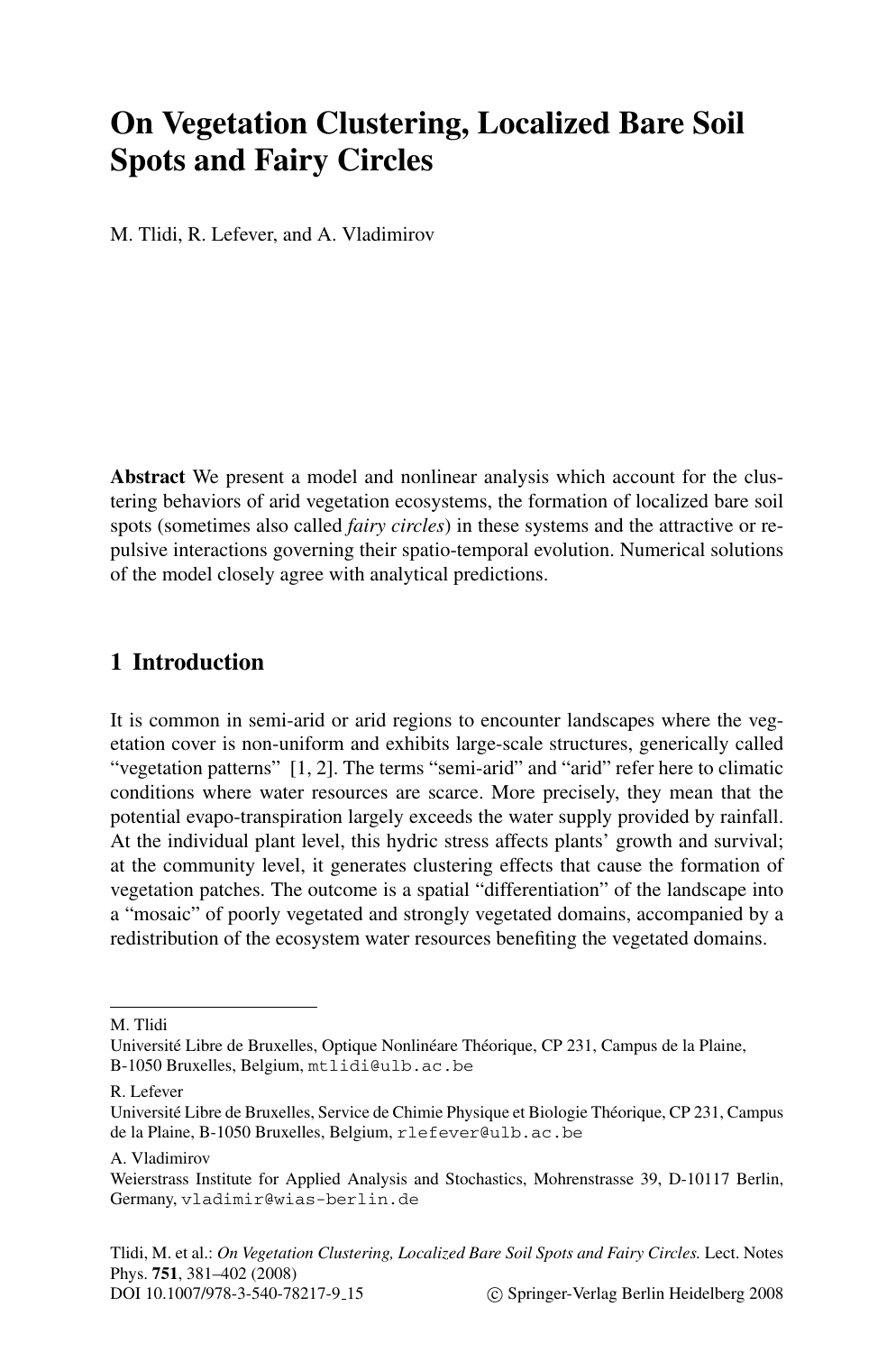# On Vegetation Clustering, Localized Bare Soil Spots and Fairy Circles

M. Tlidi, R. Lefever, and A. Vladimirov

**Abstract** We present a model and nonlinear analysis which account for the clustering behaviors of arid vegetation ecosystems, the formation of localized bare soil spots (sometimes also called *fairy circles*) in these systems and the attractive or repulsive interactions governing their spatio-temporal evolution. Numerical solutions of the model closely agree with analytical predictions.

## 1 Introduction

It is common in semi-arid or arid regions to encounter landscapes where the vegetation cover is non-uniform and exhibits large-scale structures, generically called "vegetation patterns" [1, 2]. The terms "semi-arid" and "arid" refer here to climatic conditions where water resources are scarce. More precisely, they mean that the potential evapo-transpiration largely exceeds the water supply provided by rainfall. At the individual plant level, this hydric stress affects plants' growth and survival; at the community level, it generates clustering effects that cause the formation of vegetation patches. The outcome is a spatial "differentiation" of the landscape into a "mosaic" of poorly vegetated and strongly vegetated domains, accompanied by a redistribution of the ecosystem water resources benefiting the vegetated domains.

---

M. Tlidi
Université Libre de Bruxelles, Optique Nonlinéare Théorique, CP 231, Campus de la Plaine, B-1050 Bruxelles, Belgium, mtlidi@ulb.ac.be

R. Lefever
Université Libre de Bruxelles, Service de Chimie Physique et Biologie Théorique, CP 231, Campus de la Plaine, B-1050 Bruxelles, Belgium, rlefever@ulb.ac.be

A. Vladimirov
Weierstrass Institute for Applied Analysis and Stochastics, Mohrenstrasse 39, D-10117 Berlin, Germany, vladimir@wias-berlin.de

Tlidi, M. et al.: *On Vegetation Clustering, Localized Bare Soil Spots and Fairy Circles.* Lect. Notes Phys. **751**, 381–402 (2008)
DOI 10.1007/978-3-540-78217-9_15 © Springer-Verlag Berlin Heidelberg 2008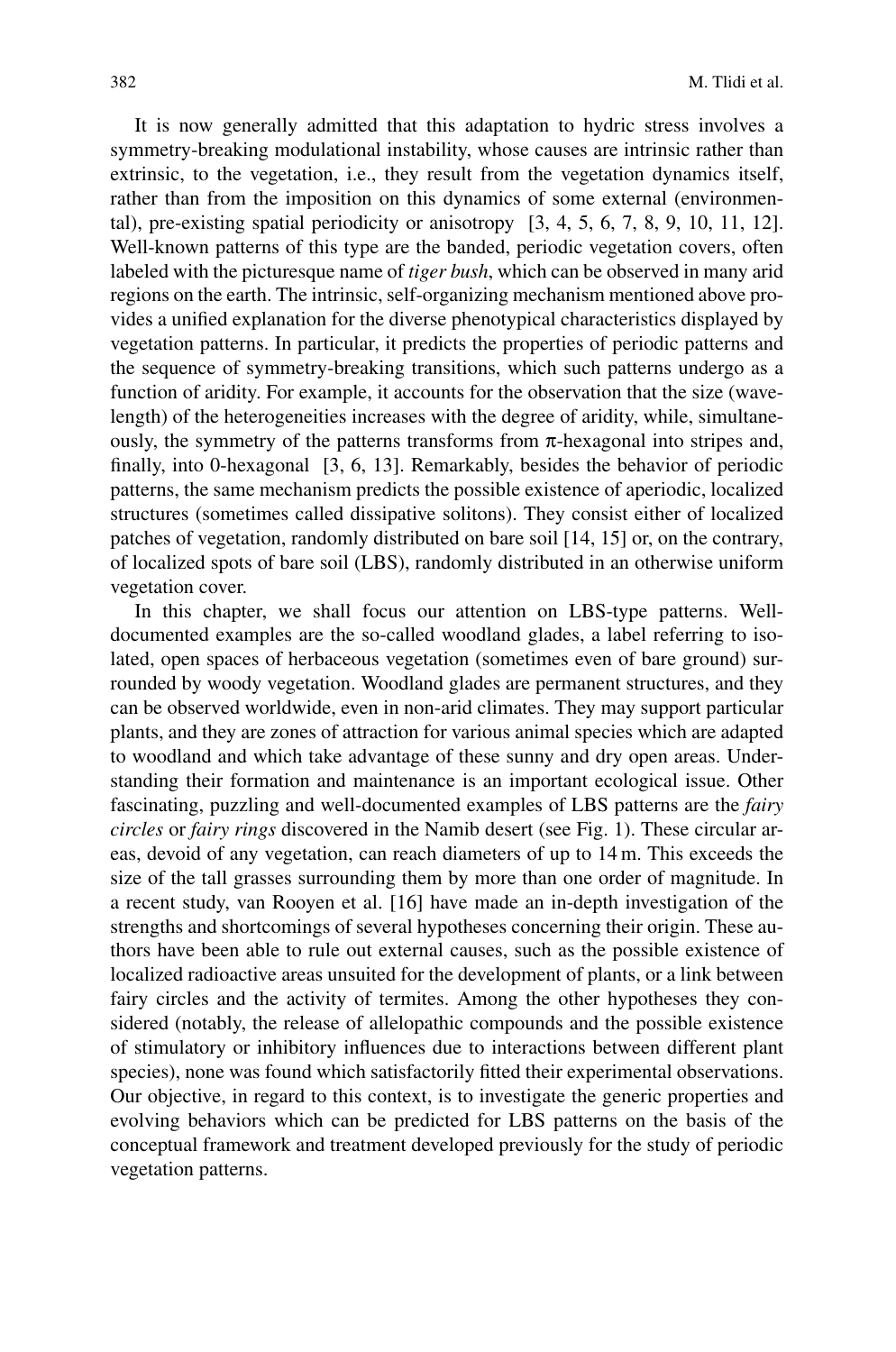It is now generally admitted that this adaptation to hydric stress involves a symmetry-breaking modulational instability, whose causes are intrinsic rather than extrinsic, to the vegetation, i.e., they result from the vegetation dynamics itself, rather than from the imposition on this dynamics of some external (environmental), pre-existing spatial periodicity or anisotropy [3, 4, 5, 6, 7, 8, 9, 10, 11, 12]. Well-known patterns of this type are the banded, periodic vegetation covers, often labeled with the picturesque name of *tiger bush*, which can be observed in many arid regions on the earth. The intrinsic, self-organizing mechanism mentioned above provides a unified explanation for the diverse phenotypical characteristics displayed by vegetation patterns. In particular, it predicts the properties of periodic patterns and the sequence of symmetry-breaking transitions, which such patterns undergo as a function of aridity. For example, it accounts for the observation that the size (wavelength) of the heterogeneities increases with the degree of aridity, while, simultaneously, the symmetry of the patterns transforms from $\pi$-hexagonal into stripes and, finally, into 0-hexagonal [3, 6, 13]. Remarkably, besides the behavior of periodic patterns, the same mechanism predicts the possible existence of aperiodic, localized structures (sometimes called dissipative solitons). They consist either of localized patches of vegetation, randomly distributed on bare soil [14, 15] or, on the contrary, of localized spots of bare soil (LBS), randomly distributed in an otherwise uniform vegetation cover.

In this chapter, we shall focus our attention on LBS-type patterns. Well-documented examples are the so-called woodland glades, a label referring to isolated, open spaces of herbaceous vegetation (sometimes even of bare ground) surrounded by woody vegetation. Woodland glades are permanent structures, and they can be observed worldwide, even in non-arid climates. They may support particular plants, and they are zones of attraction for various animal species which are adapted to woodland and which take advantage of these sunny and dry open areas. Understanding their formation and maintenance is an important ecological issue. Other fascinating, puzzling and well-documented examples of LBS patterns are the *fairy circles* or *fairy rings* discovered in the Namib desert (see Fig. 1). These circular areas, devoid of any vegetation, can reach diameters of up to 14 m. This exceeds the size of the tall grasses surrounding them by more than one order of magnitude. In a recent study, van Rooyen et al. [16] have made an in-depth investigation of the strengths and shortcomings of several hypotheses concerning their origin. These authors have been able to rule out external causes, such as the possible existence of localized radioactive areas unsuited for the development of plants, or a link between fairy circles and the activity of termites. Among the other hypotheses they considered (notably, the release of allelopathic compounds and the possible existence of stimulatory or inhibitory influences due to interactions between different plant species), none was found which satisfactorily fitted their experimental observations. Our objective, in regard to this context, is to investigate the generic properties and evolving behaviors which can be predicted for LBS patterns on the basis of the conceptual framework and treatment developed previously for the study of periodic vegetation patterns.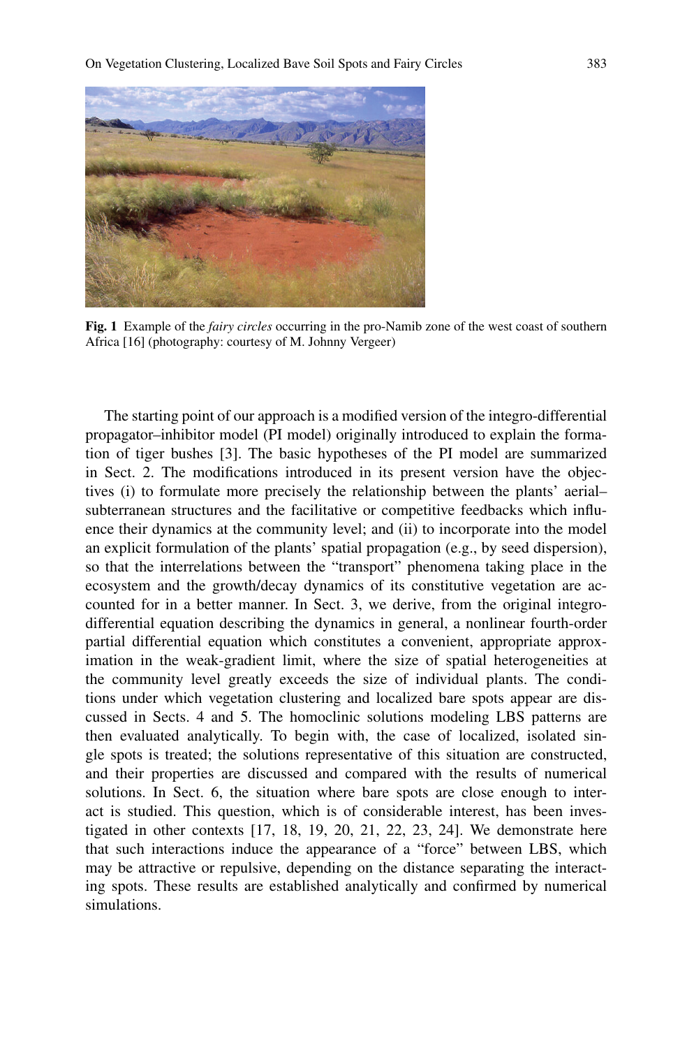**Fig. 1** Example of the *fairy circles* occurring in the pro-Namib zone of the west coast of southern Africa [16] (photography: courtesy of M. Johnny Vergeer)

The starting point of our approach is a modified version of the integro-differential propagator–inhibitor model (PI model) originally introduced to explain the formation of tiger bushes [3]. The basic hypotheses of the PI model are summarized in Sect. 2. The modifications introduced in its present version have the objectives (i) to formulate more precisely the relationship between the plants' aerial–subterranean structures and the facilitative or competitive feedbacks which influence their dynamics at the community level; and (ii) to incorporate into the model an explicit formulation of the plants' spatial propagation (e.g., by seed dispersion), so that the interrelations between the "transport" phenomena taking place in the ecosystem and the growth/decay dynamics of its constitutive vegetation are accounted for in a better manner. In Sect. 3, we derive, from the original integro-differential equation describing the dynamics in general, a nonlinear fourth-order partial differential equation which constitutes a convenient, appropriate approximation in the weak-gradient limit, where the size of spatial heterogeneities at the community level greatly exceeds the size of individual plants. The conditions under which vegetation clustering and localized bare spots appear are discussed in Sects. 4 and 5. The homoclinic solutions modeling LBS patterns are then evaluated analytically. To begin with, the case of localized, isolated single spots is treated; the solutions representative of this situation are constructed, and their properties are discussed and compared with the results of numerical solutions. In Sect. 6, the situation where bare spots are close enough to interact is studied. This question, which is of considerable interest, has been investigated in other contexts [17, 18, 19, 20, 21, 22, 23, 24]. We demonstrate here that such interactions induce the appearance of a "force" between LBS, which may be attractive or repulsive, depending on the distance separating the interacting spots. These results are established analytically and confirmed by numerical simulations.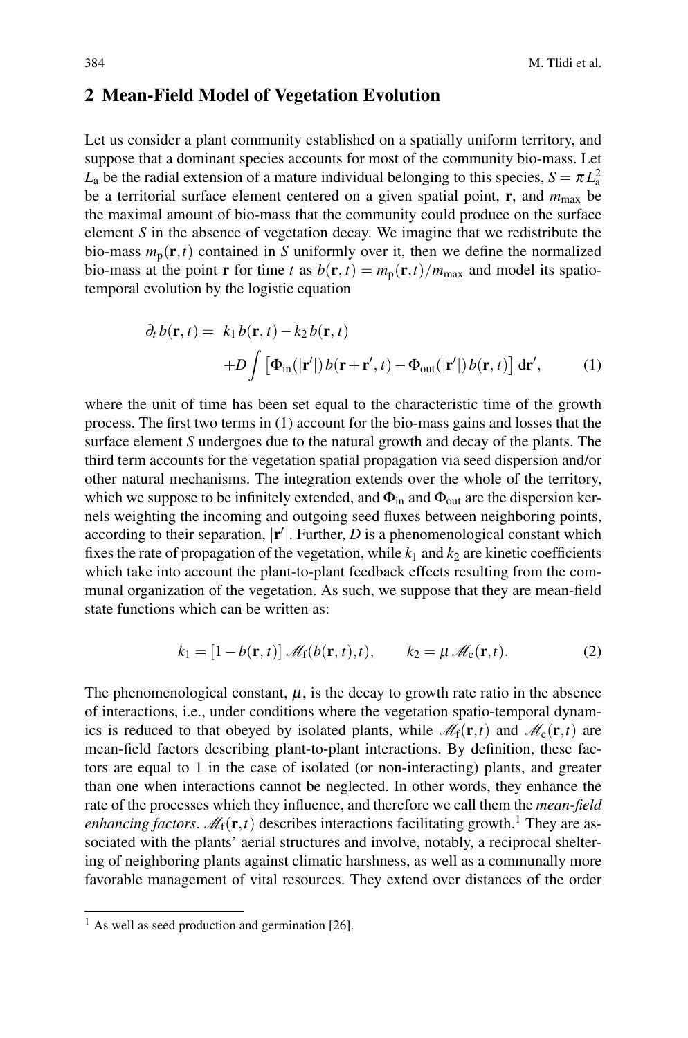## 2 Mean-Field Model of Vegetation Evolution

Let us consider a plant community established on a spatially uniform territory, and suppose that a dominant species accounts for most of the community bio-mass. Let $L_a$ be the radial extension of a mature individual belonging to this species, $S = \pi L_a^2$ be a territorial surface element centered on a given spatial point, $\mathbf{r}$, and $m_{max}$ be the maximal amount of bio-mass that the community could produce on the surface element $S$ in the absence of vegetation decay. We imagine that we redistribute the bio-mass $m_p(\mathbf{r},t)$ contained in $S$ uniformly over it, then we define the normalized bio-mass at the point $\mathbf{r}$ for time $t$ as $b(\mathbf{r},t) = m_p(\mathbf{r},t)/m_{max}$ and model its spatio-temporal evolution by the logistic equation

$$\begin{aligned}
\partial_t b(\mathbf{r},t) = \; & k_1 b(\mathbf{r},t) - k_2 b(\mathbf{r},t) \\
& + D \int \left[ \Phi_{in}(|\mathbf{r}'|)\, b(\mathbf{r}+\mathbf{r}',t) - \Phi_{out}(|\mathbf{r}'|)\, b(\mathbf{r},t) \right] \, d\mathbf{r}', \qquad (1)
\end{aligned}$$

where the unit of time has been set equal to the characteristic time of the growth process. The first two terms in (1) account for the bio-mass gains and losses that the surface element $S$ undergoes due to the natural growth and decay of the plants. The third term accounts for the vegetation spatial propagation via seed dispersion and/or other natural mechanisms. The integration extends over the whole of the territory, which we suppose to be infinitely extended, and $\Phi_{in}$ and $\Phi_{out}$ are the dispersion kernels weighting the incoming and outgoing seed fluxes between neighboring points, according to their separation, $|\mathbf{r}'|$. Further, $D$ is a phenomenological constant which fixes the rate of propagation of the vegetation, while $k_1$ and $k_2$ are kinetic coefficients which take into account the plant-to-plant feedback effects resulting from the communal organization of the vegetation. As such, we suppose that they are mean-field state functions which can be written as:

$$k_1 = [1 - b(\mathbf{r},t)]\, \mathscr{M}_f(b(\mathbf{r},t),t), \qquad k_2 = \mu\, \mathscr{M}_c(\mathbf{r},t). \qquad (2)$$

The phenomenological constant, $\mu$, is the decay to growth rate ratio in the absence of interactions, i.e., under conditions where the vegetation spatio-temporal dynamics is reduced to that obeyed by isolated plants, while $\mathscr{M}_f(\mathbf{r},t)$ and $\mathscr{M}_c(\mathbf{r},t)$ are mean-field factors describing plant-to-plant interactions. By definition, these factors are equal to 1 in the case of isolated (or non-interacting) plants, and greater than one when interactions cannot be neglected. In other words, they enhance the rate of the processes which they influence, and therefore we call them the *mean-field enhancing factors*. $\mathscr{M}_f(\mathbf{r},t)$ describes interactions facilitating growth.[1] They are associated with the plants' aerial structures and involve, notably, a reciprocal sheltering of neighboring plants against climatic harshness, as well as a communally more favorable management of vital resources. They extend over distances of the order

[1] As well as seed production and germination [26].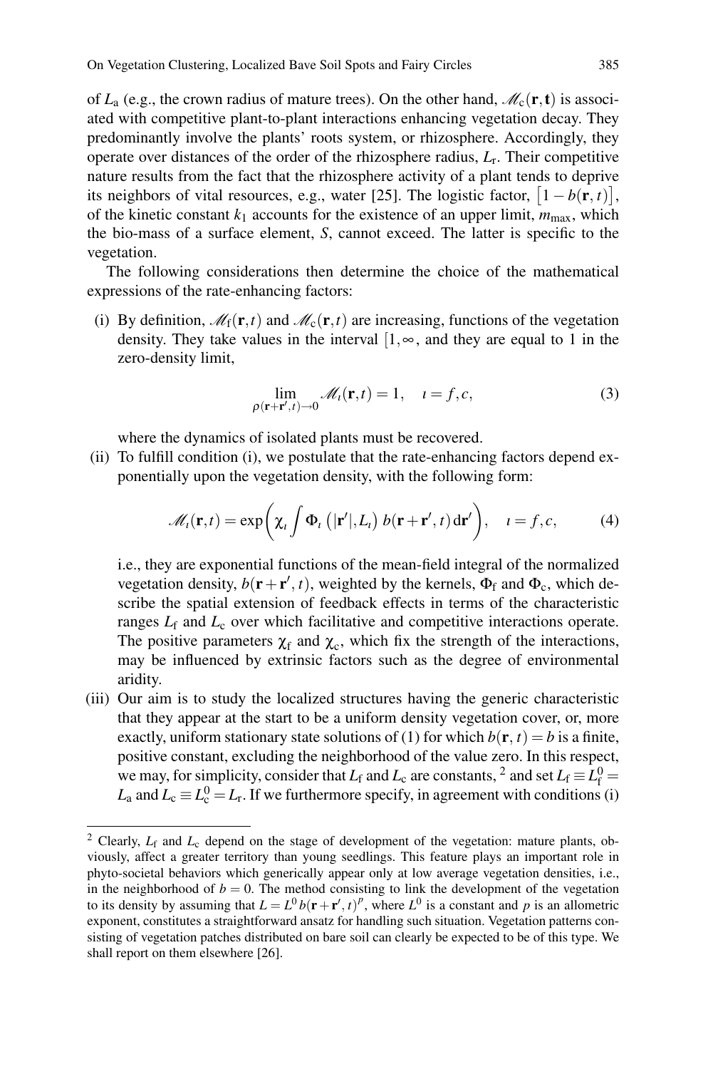of $L_a$ (e.g., the crown radius of mature trees). On the other hand, $\mathscr{M}_c(\mathbf{r}, \mathbf{t})$ is associated with competitive plant-to-plant interactions enhancing vegetation decay. They predominantly involve the plants' roots system, or rhizosphere. Accordingly, they operate over distances of the order of the rhizosphere radius, $L_r$. Their competitive nature results from the fact that the rhizosphere activity of a plant tends to deprive its neighbors of vital resources, e.g., water [25]. The logistic factor, $\left[1 - b(\mathbf{r}, t)\right]$, of the kinetic constant $k_1$ accounts for the existence of an upper limit, $m_{\max}$, which the bio-mass of a surface element, $S$, cannot exceed. The latter is specific to the vegetation.

The following considerations then determine the choice of the mathematical expressions of the rate-enhancing factors:

(i) By definition, $\mathscr{M}_f(\mathbf{r}, t)$ and $\mathscr{M}_c(\mathbf{r}, t)$ are increasing, functions of the vegetation density. They take values in the interval $[1, \infty$, and they are equal to 1 in the zero-density limit,

$$\lim_{\rho(\mathbf{r}+\mathbf{r}', t) \to 0} \mathscr{M}_\iota(\mathbf{r}, t) = 1, \quad \iota = f, c, \tag{3}$$

where the dynamics of isolated plants must be recovered.

(ii) To fulfill condition (i), we postulate that the rate-enhancing factors depend exponentially upon the vegetation density, with the following form:

$$\mathscr{M}_\iota(\mathbf{r}, t) = \exp\left(\chi_\iota \int \Phi_\iota\left(|\mathbf{r}'|, L_\iota\right) b(\mathbf{r} + \mathbf{r}', t)\, \mathrm{d}\mathbf{r}'\right), \quad \iota = f, c, \tag{4}$$

i.e., they are exponential functions of the mean-field integral of the normalized vegetation density, $b(\mathbf{r} + \mathbf{r}', t)$, weighted by the kernels, $\Phi_f$ and $\Phi_c$, which describe the spatial extension of feedback effects in terms of the characteristic ranges $L_f$ and $L_c$ over which facilitative and competitive interactions operate. The positive parameters $\chi_f$ and $\chi_c$, which fix the strength of the interactions, may be influenced by extrinsic factors such as the degree of environmental aridity.

(iii) Our aim is to study the localized structures having the generic characteristic that they appear at the start to be a uniform density vegetation cover, or, more exactly, uniform stationary state solutions of (1) for which $b(\mathbf{r}, t) = b$ is a finite, positive constant, excluding the neighborhood of the value zero. In this respect, we may, for simplicity, consider that $L_f$ and $L_c$ are constants, [2] and set $L_f \equiv L_f^0 = L_a$ and $L_c \equiv L_c^0 = L_r$. If we furthermore specify, in agreement with conditions (i)

---

[2] Clearly, $L_f$ and $L_c$ depend on the stage of development of the vegetation: mature plants, obviously, affect a greater territory than young seedlings. This feature plays an important role in phyto-societal behaviors which generically appear only at low average vegetation densities, i.e., in the neighborhood of $b = 0$. The method consisting to link the development of the vegetation to its density by assuming that $L = L^0\, b(\mathbf{r} + \mathbf{r}', t)^p$, where $L^0$ is a constant and $p$ is an allometric exponent, constitutes a straightforward ansatz for handling such situation. Vegetation patterns consisting of vegetation patches distributed on bare soil can clearly be expected to be of this type. We shall report on them elsewhere [26].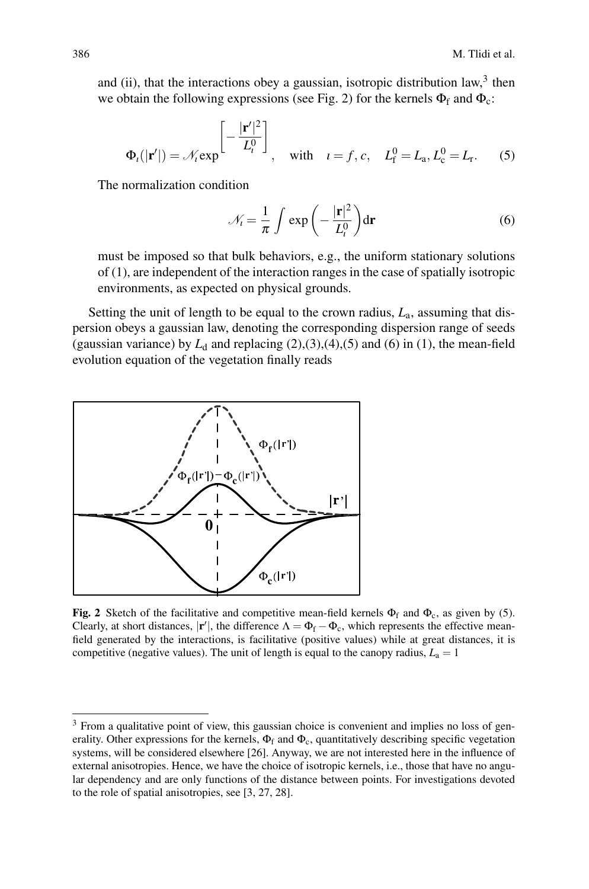and (ii), that the interactions obey a gaussian, isotropic distribution law,[3] then we obtain the following expressions (see Fig. 2) for the kernels $\Phi_f$ and $\Phi_c$:

$$\Phi_\iota(|\mathbf{r}'|) = \mathcal{N}_\iota \exp^{\left[-\frac{|\mathbf{r}'|^2}{L_\iota^0}\right]}, \quad \text{with} \quad \iota = f, c, \quad L_f^0 = L_a, L_c^0 = L_r. \tag{5}$$

The normalization condition

$$\mathcal{N}_\iota = \frac{1}{\pi} \int \exp\left(-\frac{|\mathbf{r}|^2}{L_\iota^0}\right) \mathrm{d}\mathbf{r} \tag{6}$$

must be imposed so that bulk behaviors, e.g., the uniform stationary solutions of (1), are independent of the interaction ranges in the case of spatially isotropic environments, as expected on physical grounds.

Setting the unit of length to be equal to the crown radius, $L_a$, assuming that dispersion obeys a gaussian law, denoting the corresponding dispersion range of seeds (gaussian variance) by $L_d$ and replacing (2),(3),(4),(5) and (6) in (1), the mean-field evolution equation of the vegetation finally reads

**Fig. 2** Sketch of the facilitative and competitive mean-field kernels $\Phi_f$ and $\Phi_c$, as given by (5). Clearly, at short distances, $|\mathbf{r}'|$, the difference $\Lambda = \Phi_f - \Phi_c$, which represents the effective mean-field generated by the interactions, is facilitative (positive values) while at great distances, it is competitive (negative values). The unit of length is equal to the canopy radius, $L_a = 1$

[3] From a qualitative point of view, this gaussian choice is convenient and implies no loss of generality. Other expressions for the kernels, $\Phi_f$ and $\Phi_c$, quantitatively describing specific vegetation systems, will be considered elsewhere [26]. Anyway, we are not interested here in the influence of external anisotropies. Hence, we have the choice of isotropic kernels, i.e., those that have no angular dependency and are only functions of the distance between points. For investigations devoted to the role of spatial anisotropies, see [3, 27, 28].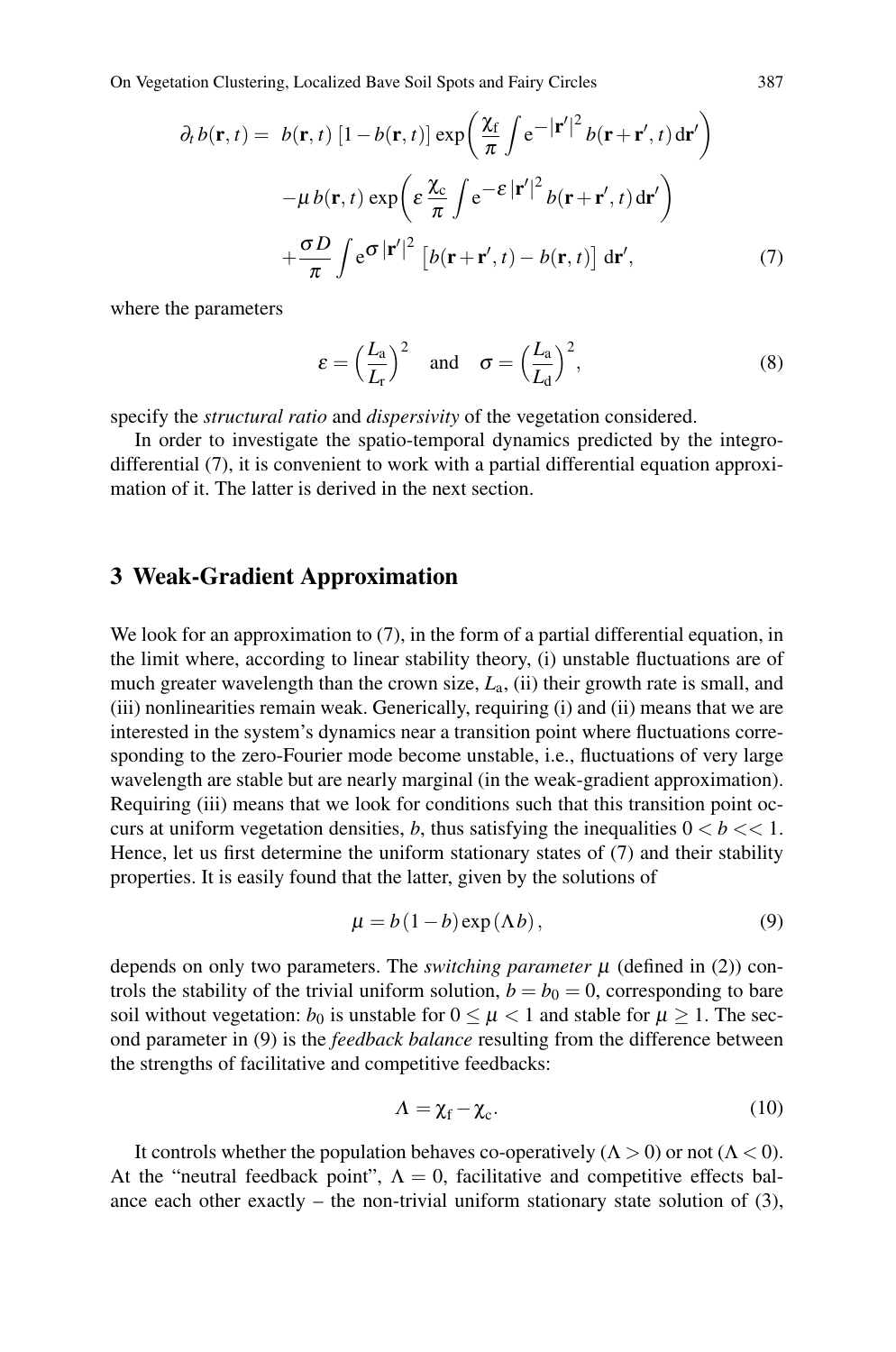$$
\begin{aligned}
\partial_t b(\mathbf{r},t) = \; & b(\mathbf{r},t)\,[1-b(\mathbf{r},t)]\exp\left(\frac{\chi_\mathrm{f}}{\pi}\int \mathrm{e}^{-|\mathbf{r}'|^2}\, b(\mathbf{r}+\mathbf{r}',t)\,\mathrm{d}\mathbf{r}'\right) \\
& -\mu\, b(\mathbf{r},t)\exp\left(\varepsilon\,\frac{\chi_\mathrm{c}}{\pi}\int \mathrm{e}^{-\varepsilon\,|\mathbf{r}'|^2}\, b(\mathbf{r}+\mathbf{r}',t)\,\mathrm{d}\mathbf{r}'\right) \\
& +\frac{\sigma D}{\pi}\int \mathrm{e}^{\sigma\,|\mathbf{r}'|^2}\left[b(\mathbf{r}+\mathbf{r}',t)-b(\mathbf{r},t)\right]\,\mathrm{d}\mathbf{r}',
\end{aligned}
\tag{7}
$$

where the parameters

$$
\varepsilon = \left(\frac{L_\mathrm{a}}{L_\mathrm{r}}\right)^2 \quad \text{and} \quad \sigma = \left(\frac{L_\mathrm{a}}{L_\mathrm{d}}\right)^2, \tag{8}
$$

specify the *structural ratio* and *dispersivity* of the vegetation considered.

In order to investigate the spatio-temporal dynamics predicted by the integro-differential (7), it is convenient to work with a partial differential equation approximation of it. The latter is derived in the next section.

## 3 Weak-Gradient Approximation

We look for an approximation to (7), in the form of a partial differential equation, in the limit where, according to linear stability theory, (i) unstable fluctuations are of much greater wavelength than the crown size, $L_\mathrm{a}$, (ii) their growth rate is small, and (iii) nonlinearities remain weak. Generically, requiring (i) and (ii) means that we are interested in the system's dynamics near a transition point where fluctuations corresponding to the zero-Fourier mode become unstable, i.e., fluctuations of very large wavelength are stable but are nearly marginal (in the weak-gradient approximation). Requiring (iii) means that we look for conditions such that this transition point occurs at uniform vegetation densities, $b$, thus satisfying the inequalities $0 < b << 1$. Hence, let us first determine the uniform stationary states of (7) and their stability properties. It is easily found that the latter, given by the solutions of

$$
\mu = b\,(1-b)\exp(\Lambda b), \tag{9}
$$

depends on only two parameters. The *switching parameter* $\mu$ (defined in (2)) controls the stability of the trivial uniform solution, $b = b_0 = 0$, corresponding to bare soil without vegetation: $b_0$ is unstable for $0 \leq \mu < 1$ and stable for $\mu \geq 1$. The second parameter in (9) is the *feedback balance* resulting from the difference between the strengths of facilitative and competitive feedbacks:

$$
\Lambda = \chi_\mathrm{f} - \chi_\mathrm{c}. \tag{10}
$$

It controls whether the population behaves co-operatively ($\Lambda > 0$) or not ($\Lambda < 0$). At the "neutral feedback point", $\Lambda = 0$, facilitative and competitive effects balance each other exactly – the non-trivial uniform stationary state solution of (3),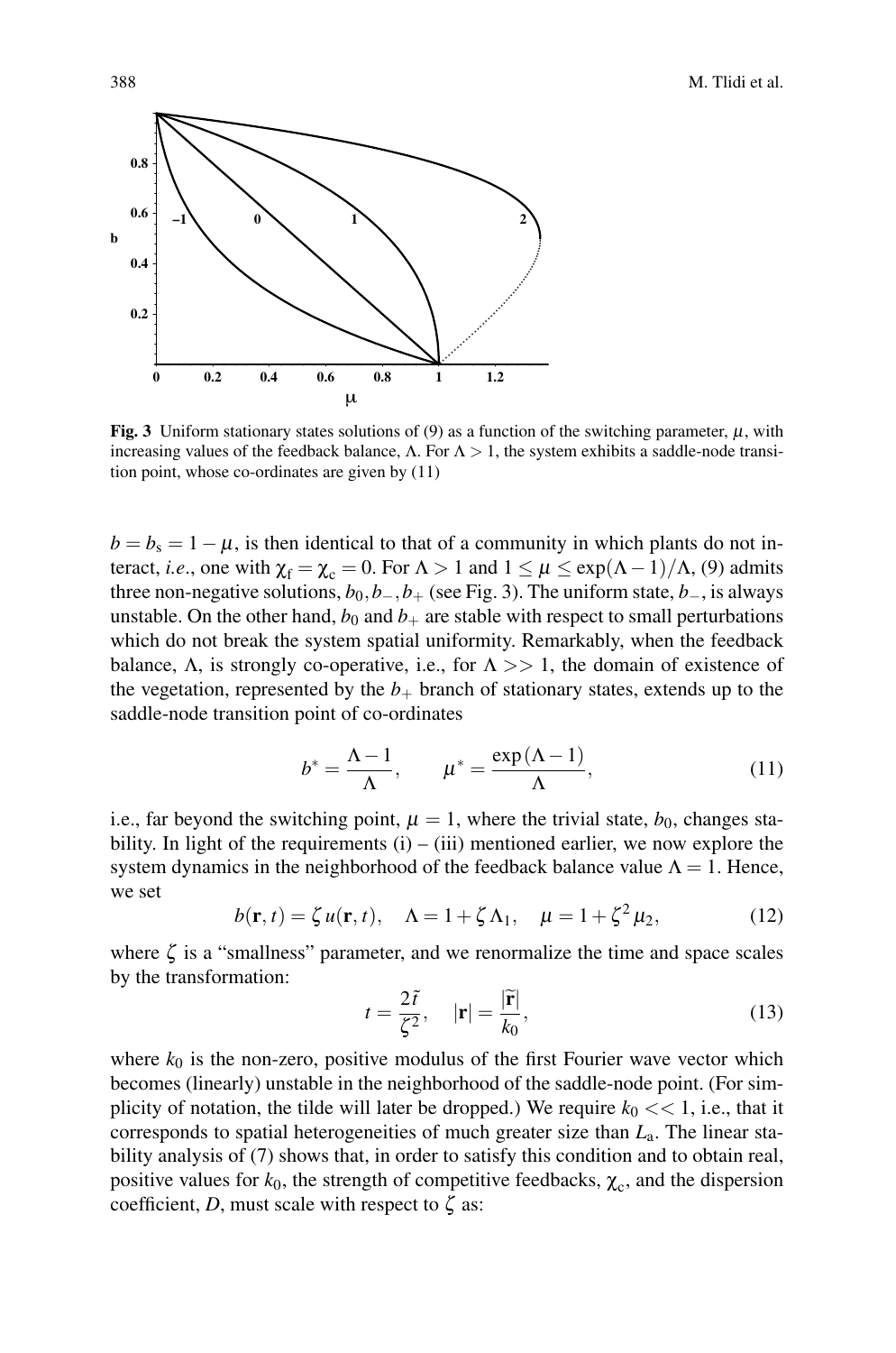**Fig. 3** Uniform stationary states solutions of (9) as a function of the switching parameter, $\mu$, with increasing values of the feedback balance, $\Lambda$. For $\Lambda > 1$, the system exhibits a saddle-node transition point, whose co-ordinates are given by (11)

$b = b_s = 1 - \mu$, is then identical to that of a community in which plants do not interact, *i.e.*, one with $\chi_f = \chi_c = 0$. For $\Lambda > 1$ and $1 \le \mu \le \exp(\Lambda - 1)/\Lambda$, (9) admits three non-negative solutions, $b_0, b_-, b_+$ (see Fig. 3). The uniform state, $b_-$, is always unstable. On the other hand, $b_0$ and $b_+$ are stable with respect to small perturbations which do not break the system spatial uniformity. Remarkably, when the feedback balance, $\Lambda$, is strongly co-operative, i.e., for $\Lambda >> 1$, the domain of existence of the vegetation, represented by the $b_+$ branch of stationary states, extends up to the saddle-node transition point of co-ordinates

$$b^* = \frac{\Lambda - 1}{\Lambda}, \qquad \mu^* = \frac{\exp(\Lambda - 1)}{\Lambda}, \tag{11}$$

i.e., far beyond the switching point, $\mu = 1$, where the trivial state, $b_0$, changes stability. In light of the requirements (i) – (iii) mentioned earlier, we now explore the system dynamics in the neighborhood of the feedback balance value $\Lambda = 1$. Hence, we set

$$b(\mathbf{r}, t) = \zeta\, u(\mathbf{r}, t), \quad \Lambda = 1 + \zeta\, \Lambda_1, \quad \mu = 1 + \zeta^2 \mu_2, \tag{12}$$

where $\zeta$ is a "smallness" parameter, and we renormalize the time and space scales by the transformation:

$$t = \frac{2\tilde{t}}{\zeta^2}, \quad |\mathbf{r}| = \frac{|\widetilde{\mathbf{r}}|}{k_0}, \tag{13}$$

where $k_0$ is the non-zero, positive modulus of the first Fourier wave vector which becomes (linearly) unstable in the neighborhood of the saddle-node point. (For simplicity of notation, the tilde will later be dropped.) We require $k_0 << 1$, i.e., that it corresponds to spatial heterogeneities of much greater size than $L_a$. The linear stability analysis of (7) shows that, in order to satisfy this condition and to obtain real, positive values for $k_0$, the strength of competitive feedbacks, $\chi_c$, and the dispersion coefficient, $D$, must scale with respect to $\zeta$ as: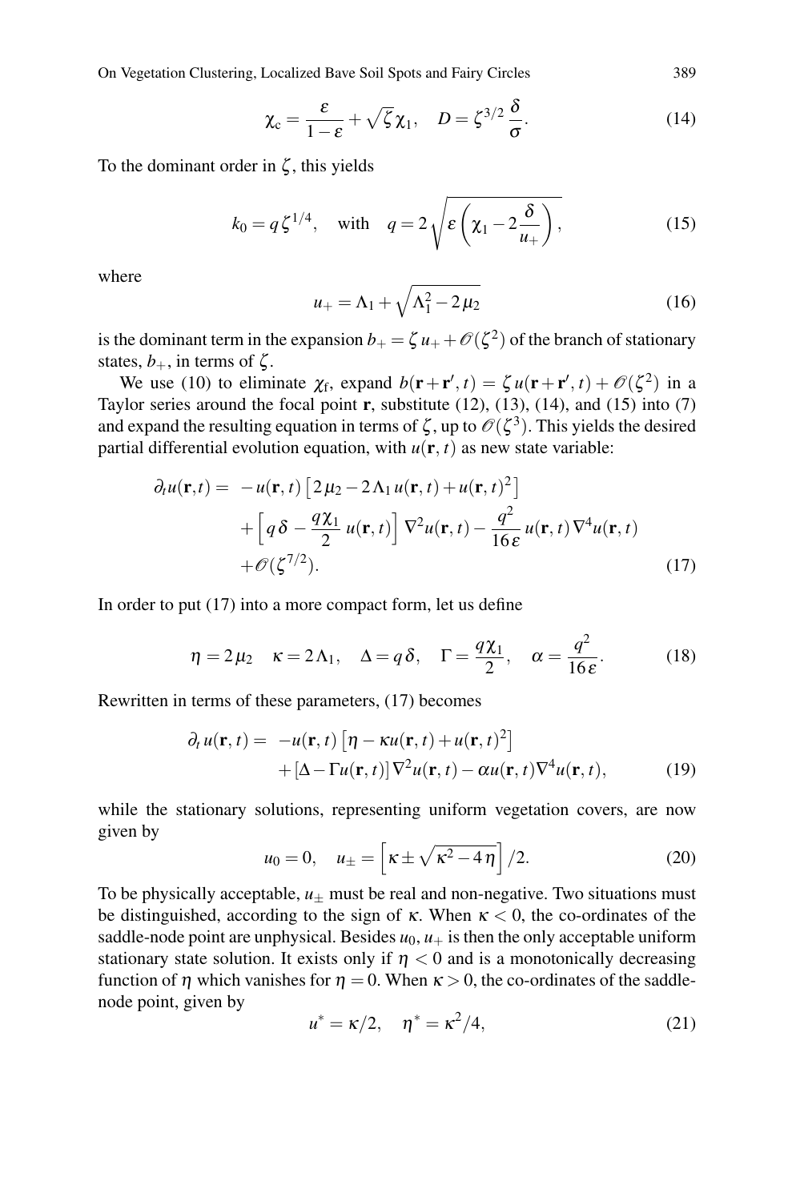$$\chi_c = \frac{\varepsilon}{1-\varepsilon} + \sqrt{\zeta}\,\chi_1, \quad D = \zeta^{3/2}\,\frac{\delta}{\sigma}. \tag{14}$$

To the dominant order in $\zeta$, this yields

$$k_0 = q\,\zeta^{1/4}, \quad \text{with} \quad q = 2\sqrt{\varepsilon\left(\chi_1 - 2\frac{\delta}{u_+}\right)}, \tag{15}$$

where

$$u_+ = \Lambda_1 + \sqrt{\Lambda_1^2 - 2\,\mu_2} \tag{16}$$

is the dominant term in the expansion $b_+ = \zeta\,u_+ + \mathscr{O}(\zeta^2)$ of the branch of stationary states, $b_+$, in terms of $\zeta$.

We use (10) to eliminate $\chi_f$, expand $b(\mathbf{r}+\mathbf{r}',t) = \zeta\,u(\mathbf{r}+\mathbf{r}',t) + \mathscr{O}(\zeta^2)$ in a Taylor series around the focal point $\mathbf{r}$, substitute (12), (13), (14), and (15) into (7) and expand the resulting equation in terms of $\zeta$, up to $\mathscr{O}(\zeta^3)$. This yields the desired partial differential evolution equation, with $u(\mathbf{r},t)$ as new state variable:

$$\begin{aligned}
\partial_t u(\mathbf{r},t) = &\ -u(\mathbf{r},t)\left[2\,\mu_2 - 2\,\Lambda_1\,u(\mathbf{r},t) + u(\mathbf{r},t)^2\right] \\
&+ \left[q\,\delta - \frac{q\chi_1}{2}\,u(\mathbf{r},t)\right]\nabla^2 u(\mathbf{r},t) - \frac{q^2}{16\,\varepsilon}\,u(\mathbf{r},t)\,\nabla^4 u(\mathbf{r},t) \\
&+ \mathscr{O}(\zeta^{7/2}).
\end{aligned} \tag{17}$$

In order to put (17) into a more compact form, let us define

$$\eta = 2\,\mu_2 \quad \kappa = 2\,\Lambda_1, \quad \Delta = q\,\delta, \quad \Gamma = \frac{q\chi_1}{2}, \quad \alpha = \frac{q^2}{16\,\varepsilon}. \tag{18}$$

Rewritten in terms of these parameters, (17) becomes

$$\begin{aligned}
\partial_t\,u(\mathbf{r},t) = &\ -u(\mathbf{r},t)\left[\eta - \kappa u(\mathbf{r},t) + u(\mathbf{r},t)^2\right] \\
&+ \left[\Delta - \Gamma u(\mathbf{r},t)\right]\nabla^2 u(\mathbf{r},t) - \alpha u(\mathbf{r},t)\nabla^4 u(\mathbf{r},t),
\end{aligned} \tag{19}$$

while the stationary solutions, representing uniform vegetation covers, are now given by

$$u_0 = 0, \quad u_\pm = \left[\kappa \pm \sqrt{\kappa^2 - 4\,\eta}\right]/2. \tag{20}$$

To be physically acceptable, $u_\pm$ must be real and non-negative. Two situations must be distinguished, according to the sign of $\kappa$. When $\kappa < 0$, the co-ordinates of the saddle-node point are unphysical. Besides $u_0$, $u_+$ is then the only acceptable uniform stationary state solution. It exists only if $\eta < 0$ and is a monotonically decreasing function of $\eta$ which vanishes for $\eta = 0$. When $\kappa > 0$, the co-ordinates of the saddle-node point, given by

$$u^* = \kappa/2, \quad \eta^* = \kappa^2/4, \tag{21}$$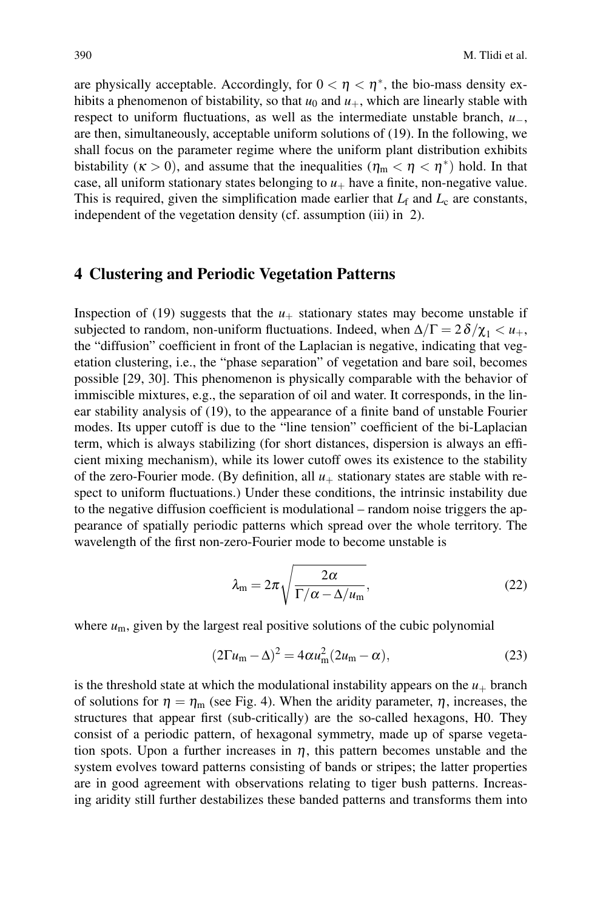are physically acceptable. Accordingly, for $0 < \eta < \eta^*$, the bio-mass density exhibits a phenomenon of bistability, so that $u_0$ and $u_+$, which are linearly stable with respect to uniform fluctuations, as well as the intermediate unstable branch, $u_-$, are then, simultaneously, acceptable uniform solutions of (19). In the following, we shall focus on the parameter regime where the uniform plant distribution exhibits bistability ($\kappa > 0$), and assume that the inequalities ($\eta_m < \eta < \eta^*$) hold. In that case, all uniform stationary states belonging to $u_+$ have a finite, non-negative value. This is required, given the simplification made earlier that $L_f$ and $L_c$ are constants, independent of the vegetation density (cf. assumption (iii) in 2).

## 4 Clustering and Periodic Vegetation Patterns

Inspection of (19) suggests that the $u_+$ stationary states may become unstable if subjected to random, non-uniform fluctuations. Indeed, when $\Delta/\Gamma = 2\delta/\chi_1 < u_+$, the "diffusion" coefficient in front of the Laplacian is negative, indicating that vegetation clustering, i.e., the "phase separation" of vegetation and bare soil, becomes possible [29, 30]. This phenomenon is physically comparable with the behavior of immiscible mixtures, e.g., the separation of oil and water. It corresponds, in the linear stability analysis of (19), to the appearance of a finite band of unstable Fourier modes. Its upper cutoff is due to the "line tension" coefficient of the bi-Laplacian term, which is always stabilizing (for short distances, dispersion is always an efficient mixing mechanism), while its lower cutoff owes its existence to the stability of the zero-Fourier mode. (By definition, all $u_+$ stationary states are stable with respect to uniform fluctuations.) Under these conditions, the intrinsic instability due to the negative diffusion coefficient is modulational – random noise triggers the appearance of spatially periodic patterns which spread over the whole territory. The wavelength of the first non-zero-Fourier mode to become unstable is

$$\lambda_m = 2\pi\sqrt{\frac{2\alpha}{\Gamma/\alpha - \Delta/u_m}}, \tag{22}$$

where $u_m$, given by the largest real positive solutions of the cubic polynomial

$$(2\Gamma u_m - \Delta)^2 = 4\alpha u_m^2(2u_m - \alpha), \tag{23}$$

is the threshold state at which the modulational instability appears on the $u_+$ branch of solutions for $\eta = \eta_m$ (see Fig. 4). When the aridity parameter, $\eta$, increases, the structures that appear first (sub-critically) are the so-called hexagons, H0. They consist of a periodic pattern, of hexagonal symmetry, made up of sparse vegetation spots. Upon a further increases in $\eta$, this pattern becomes unstable and the system evolves toward patterns consisting of bands or stripes; the latter properties are in good agreement with observations relating to tiger bush patterns. Increasing aridity still further destabilizes these banded patterns and transforms them into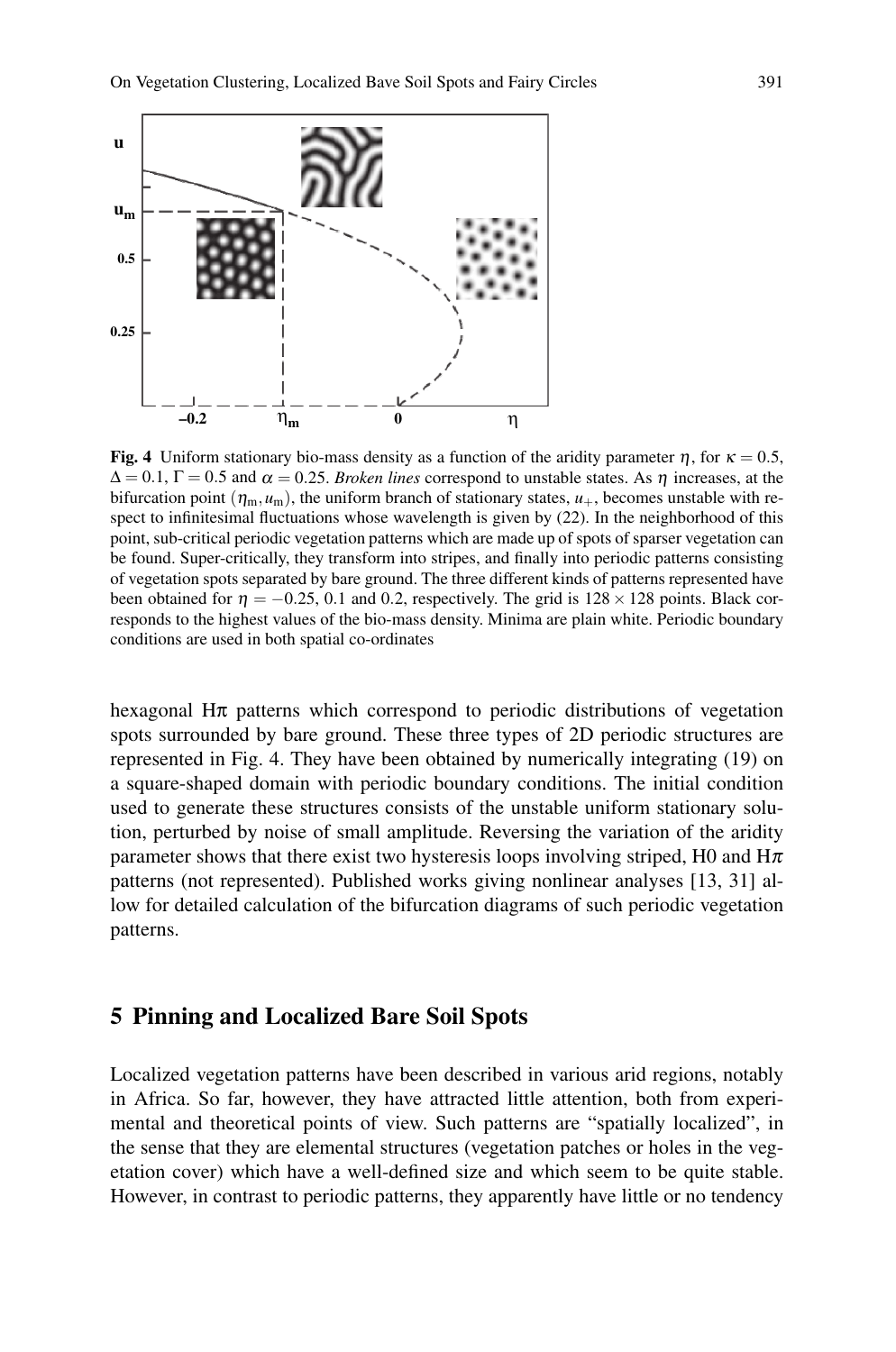**Fig. 4** Uniform stationary bio-mass density as a function of the aridity parameter $\eta$, for $\kappa = 0.5$, $\Delta = 0.1$, $\Gamma = 0.5$ and $\alpha = 0.25$. *Broken lines* correspond to unstable states. As $\eta$ increases, at the bifurcation point $(\eta_m, u_m)$, the uniform branch of stationary states, $u_+$, becomes unstable with respect to infinitesimal fluctuations whose wavelength is given by (22). In the neighborhood of this point, sub-critical periodic vegetation patterns which are made up of spots of sparser vegetation can be found. Super-critically, they transform into stripes, and finally into periodic patterns consisting of vegetation spots separated by bare ground. The three different kinds of patterns represented have been obtained for $\eta = -0.25$, 0.1 and 0.2, respectively. The grid is $128 \times 128$ points. Black corresponds to the highest values of the bio-mass density. Minima are plain white. Periodic boundary conditions are used in both spatial co-ordinates

hexagonal H$\pi$ patterns which correspond to periodic distributions of vegetation spots surrounded by bare ground. These three types of 2D periodic structures are represented in Fig. 4. They have been obtained by numerically integrating (19) on a square-shaped domain with periodic boundary conditions. The initial condition used to generate these structures consists of the unstable uniform stationary solution, perturbed by noise of small amplitude. Reversing the variation of the aridity parameter shows that there exist two hysteresis loops involving striped, H0 and H$\pi$ patterns (not represented). Published works giving nonlinear analyses [13, 31] allow for detailed calculation of the bifurcation diagrams of such periodic vegetation patterns.

## 5 Pinning and Localized Bare Soil Spots

Localized vegetation patterns have been described in various arid regions, notably in Africa. So far, however, they have attracted little attention, both from experimental and theoretical points of view. Such patterns are "spatially localized", in the sense that they are elemental structures (vegetation patches or holes in the vegetation cover) which have a well-defined size and which seem to be quite stable. However, in contrast to periodic patterns, they apparently have little or no tendency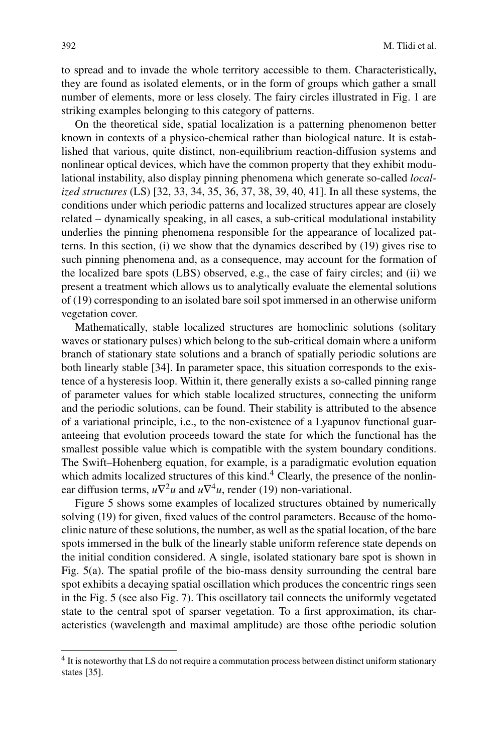to spread and to invade the whole territory accessible to them. Characteristically, they are found as isolated elements, or in the form of groups which gather a small number of elements, more or less closely. The fairy circles illustrated in Fig. 1 are striking examples belonging to this category of patterns.

On the theoretical side, spatial localization is a patterning phenomenon better known in contexts of a physico-chemical rather than biological nature. It is established that various, quite distinct, non-equilibrium reaction-diffusion systems and nonlinear optical devices, which have the common property that they exhibit modulational instability, also display pinning phenomena which generate so-called *localized structures* (LS) [32, 33, 34, 35, 36, 37, 38, 39, 40, 41]. In all these systems, the conditions under which periodic patterns and localized structures appear are closely related – dynamically speaking, in all cases, a sub-critical modulational instability underlies the pinning phenomena responsible for the appearance of localized patterns. In this section, (i) we show that the dynamics described by (19) gives rise to such pinning phenomena and, as a consequence, may account for the formation of the localized bare spots (LBS) observed, e.g., the case of fairy circles; and (ii) we present a treatment which allows us to analytically evaluate the elemental solutions of (19) corresponding to an isolated bare soil spot immersed in an otherwise uniform vegetation cover.

Mathematically, stable localized structures are homoclinic solutions (solitary waves or stationary pulses) which belong to the sub-critical domain where a uniform branch of stationary state solutions and a branch of spatially periodic solutions are both linearly stable [34]. In parameter space, this situation corresponds to the existence of a hysteresis loop. Within it, there generally exists a so-called pinning range of parameter values for which stable localized structures, connecting the uniform and the periodic solutions, can be found. Their stability is attributed to the absence of a variational principle, i.e., to the non-existence of a Lyapunov functional guaranteeing that evolution proceeds toward the state for which the functional has the smallest possible value which is compatible with the system boundary conditions. The Swift–Hohenberg equation, for example, is a paradigmatic evolution equation which admits localized structures of this kind.[4] Clearly, the presence of the nonlinear diffusion terms, $u\nabla^2 u$ and $u\nabla^4 u$, render (19) non-variational.

Figure 5 shows some examples of localized structures obtained by numerically solving (19) for given, fixed values of the control parameters. Because of the homoclinic nature of these solutions, the number, as well as the spatial location, of the bare spots immersed in the bulk of the linearly stable uniform reference state depends on the initial condition considered. A single, isolated stationary bare spot is shown in Fig. 5(a). The spatial profile of the bio-mass density surrounding the central bare spot exhibits a decaying spatial oscillation which produces the concentric rings seen in the Fig. 5 (see also Fig. 7). This oscillatory tail connects the uniformly vegetated state to the central spot of sparser vegetation. To a first approximation, its characteristics (wavelength and maximal amplitude) are those ofthe periodic solution

[4] It is noteworthy that LS do not require a commutation process between distinct uniform stationary states [35].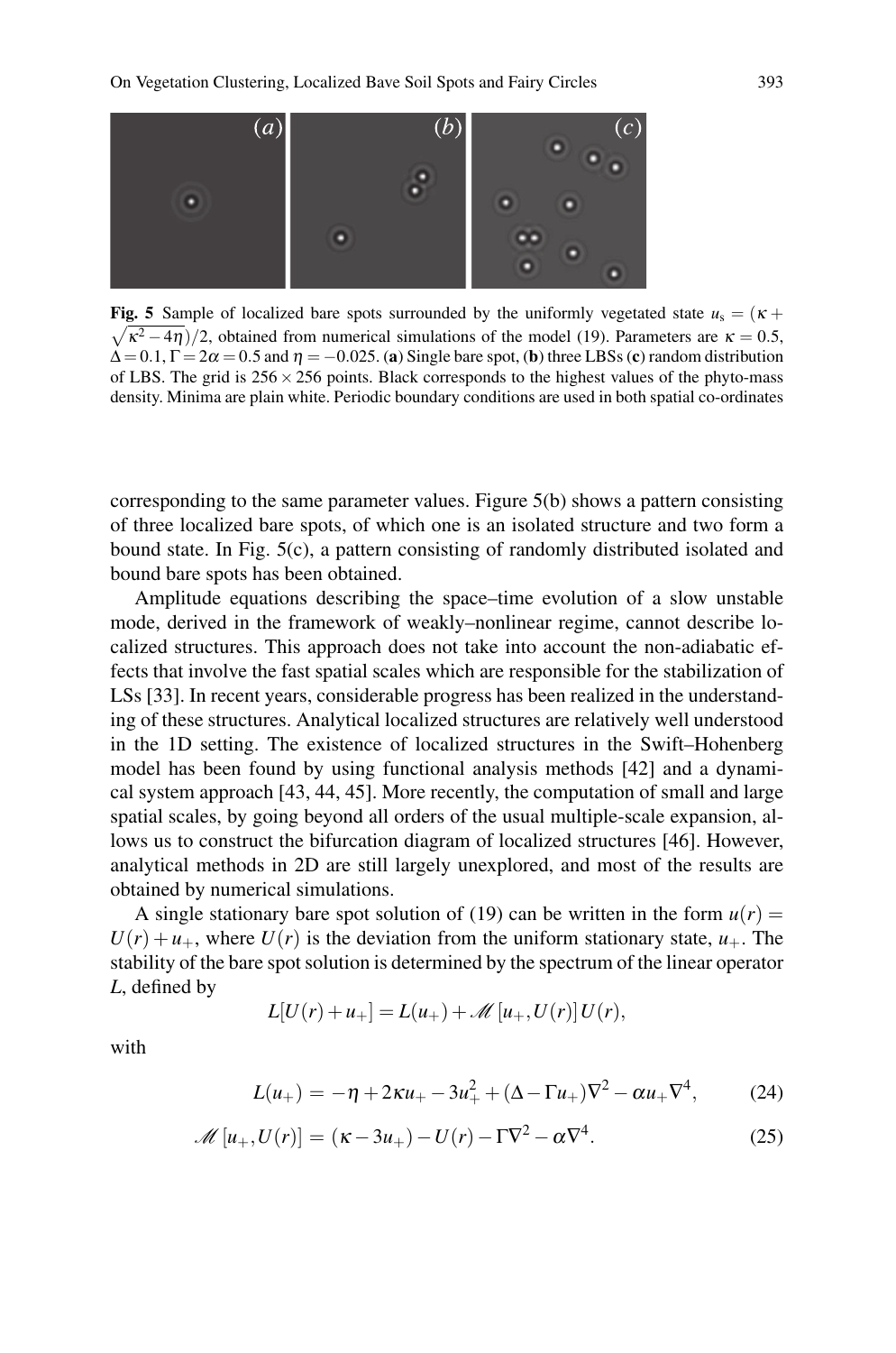**Fig. 5** Sample of localized bare spots surrounded by the uniformly vegetated state $u_s = (\kappa + \sqrt{\kappa^2 - 4\eta})/2$, obtained from numerical simulations of the model (19). Parameters are $\kappa = 0.5$, $\Delta = 0.1$, $\Gamma = 2\alpha = 0.5$ and $\eta = -0.025$. (**a**) Single bare spot, (**b**) three LBSs (**c**) random distribution of LBS. The grid is $256 \times 256$ points. Black corresponds to the highest values of the phyto-mass density. Minima are plain white. Periodic boundary conditions are used in both spatial co-ordinates

corresponding to the same parameter values. Figure 5(b) shows a pattern consisting of three localized bare spots, of which one is an isolated structure and two form a bound state. In Fig. 5(c), a pattern consisting of randomly distributed isolated and bound bare spots has been obtained.

Amplitude equations describing the space–time evolution of a slow unstable mode, derived in the framework of weakly–nonlinear regime, cannot describe localized structures. This approach does not take into account the non-adiabatic effects that involve the fast spatial scales which are responsible for the stabilization of LSs [33]. In recent years, considerable progress has been realized in the understanding of these structures. Analytical localized structures are relatively well understood in the 1D setting. The existence of localized structures in the Swift–Hohenberg model has been found by using functional analysis methods [42] and a dynamical system approach [43, 44, 45]. More recently, the computation of small and large spatial scales, by going beyond all orders of the usual multiple-scale expansion, allows us to construct the bifurcation diagram of localized structures [46]. However, analytical methods in 2D are still largely unexplored, and most of the results are obtained by numerical simulations.

A single stationary bare spot solution of (19) can be written in the form $u(r) = U(r) + u_+$, where $U(r)$ is the deviation from the uniform stationary state, $u_+$. The stability of the bare spot solution is determined by the spectrum of the linear operator $L$, defined by

$$L[U(r) + u_+] = L(u_+) + \mathscr{M}\,[u_+, U(r)]\,U(r),$$

with

$$L(u_+) = -\eta + 2\kappa u_+ - 3u_+^2 + (\Delta - \Gamma u_+)\nabla^2 - \alpha u_+ \nabla^4, \tag{24}$$

$$\mathscr{M}\,[u_+, U(r)] = (\kappa - 3u_+) - U(r) - \Gamma\nabla^2 - \alpha\nabla^4. \tag{25}$$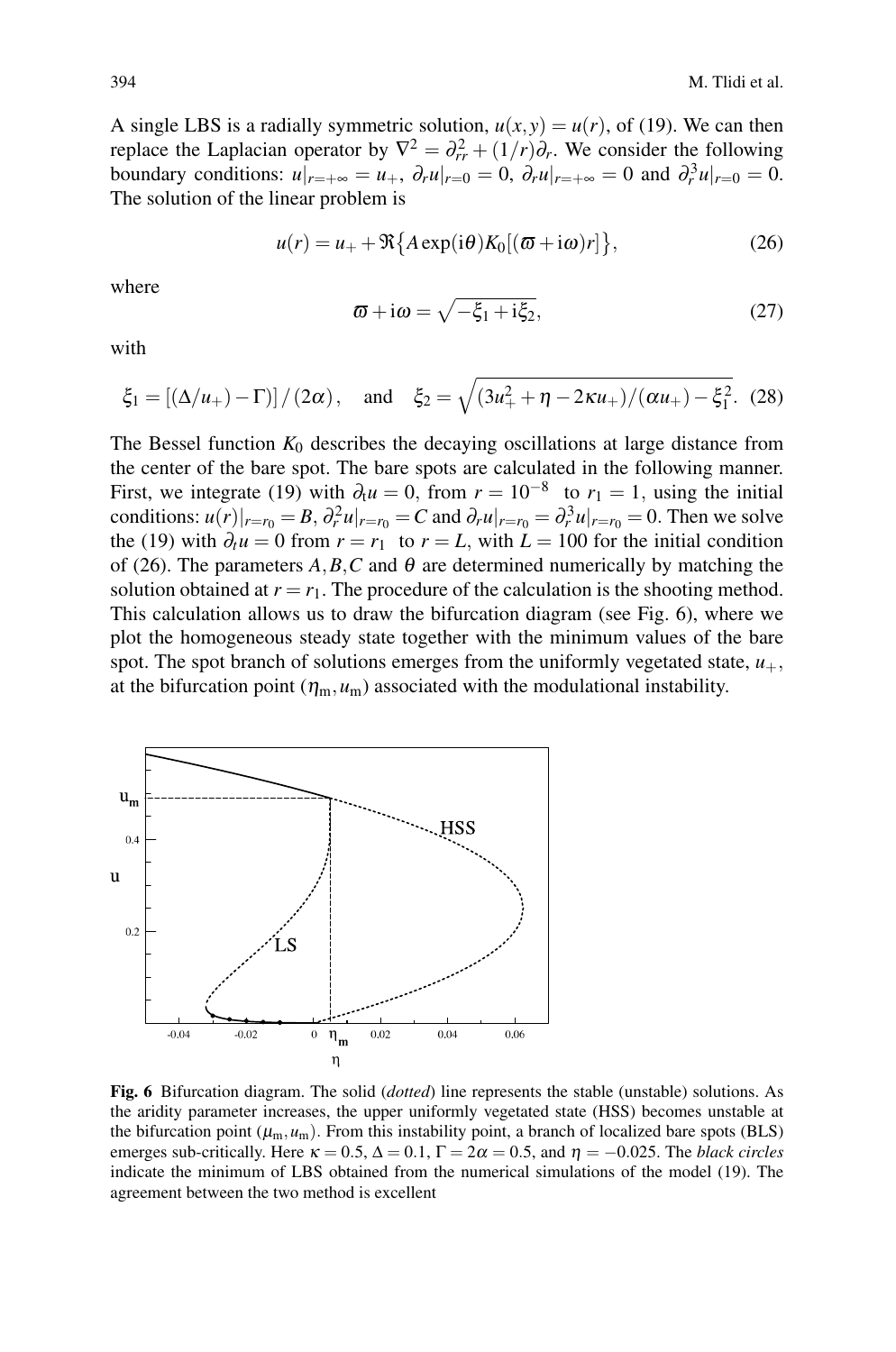A single LBS is a radially symmetric solution, $u(x,y) = u(r)$, of (19). We can then replace the Laplacian operator by $\nabla^2 = \partial^2_{rr} + (1/r)\partial_r$. We consider the following boundary conditions: $u|_{r=+\infty} = u_+$, $\partial_r u|_{r=0} = 0$, $\partial_r u|_{r=+\infty} = 0$ and $\partial^3_r u|_{r=0} = 0$. The solution of the linear problem is

$$u(r) = u_+ + \Re\{A\exp(\mathrm{i}\theta)K_0[(\varpi + \mathrm{i}\omega)r]\}, \tag{26}$$

where

$$\varpi + \mathrm{i}\omega = \sqrt{-\xi_1 + \mathrm{i}\xi_2}, \tag{27}$$

with

$$\xi_1 = [(\Delta/u_+) - \Gamma)]/(2\alpha), \quad \text{and} \quad \xi_2 = \sqrt{(3u_+^2 + \eta - 2\kappa u_+)/(\alpha u_+) - \xi_1^2}. \tag{28}$$

The Bessel function $K_0$ describes the decaying oscillations at large distance from the center of the bare spot. The bare spots are calculated in the following manner. First, we integrate (19) with $\partial_t u = 0$, from $r = 10^{-8}$ to $r_1 = 1$, using the initial conditions: $u(r)|_{r=r_0} = B$, $\partial^2_r u|_{r=r_0} = C$ and $\partial_r u|_{r=r_0} = \partial^3_r u|_{r=r_0} = 0$. Then we solve the (19) with $\partial_t u = 0$ from $r = r_1$ to $r = L$, with $L = 100$ for the initial condition of (26). The parameters $A, B, C$ and $\theta$ are determined numerically by matching the solution obtained at $r = r_1$. The procedure of the calculation is the shooting method. This calculation allows us to draw the bifurcation diagram (see Fig. 6), where we plot the homogeneous steady state together with the minimum values of the bare spot. The spot branch of solutions emerges from the uniformly vegetated state, $u_+$, at the bifurcation point $(\eta_m, u_m)$ associated with the modulational instability.

**Fig. 6** Bifurcation diagram. The solid (*dotted*) line represents the stable (unstable) solutions. As the aridity parameter increases, the upper uniformly vegetated state (HSS) becomes unstable at the bifurcation point $(\mu_m, u_m)$. From this instability point, a branch of localized bare spots (BLS) emerges sub-critically. Here $\kappa = 0.5$, $\Delta = 0.1$, $\Gamma = 2\alpha = 0.5$, and $\eta = -0.025$. The *black circles* indicate the minimum of LBS obtained from the numerical simulations of the model (19). The agreement between the two method is excellent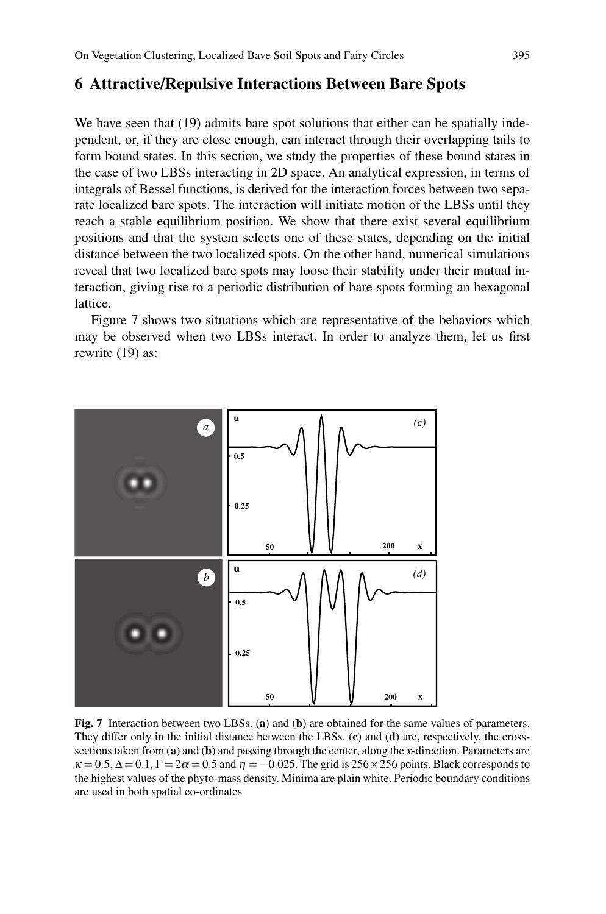## 6 Attractive/Repulsive Interactions Between Bare Spots

We have seen that (19) admits bare spot solutions that either can be spatially independent, or, if they are close enough, can interact through their overlapping tails to form bound states. In this section, we study the properties of these bound states in the case of two LBSs interacting in 2D space. An analytical expression, in terms of integrals of Bessel functions, is derived for the interaction forces between two separate localized bare spots. The interaction will initiate motion of the LBSs until they reach a stable equilibrium position. We show that there exist several equilibrium positions and that the system selects one of these states, depending on the initial distance between the two localized spots. On the other hand, numerical simulations reveal that two localized bare spots may loose their stability under their mutual interaction, giving rise to a periodic distribution of bare spots forming an hexagonal lattice.

Figure 7 shows two situations which are representative of the behaviors which may be observed when two LBSs interact. In order to analyze them, let us first rewrite (19) as:

**Fig. 7** Interaction between two LBSs. (**a**) and (**b**) are obtained for the same values of parameters. They differ only in the initial distance between the LBSs. (**c**) and (**d**) are, respectively, the cross-sections taken from (**a**) and (**b**) and passing through the center, along the *x*-direction. Parameters are $\kappa = 0.5, \Delta = 0.1, \Gamma = 2\alpha = 0.5$ and $\eta = -0.025$. The grid is $256 \times 256$ points. Black corresponds to the highest values of the phyto-mass density. Minima are plain white. Periodic boundary conditions are used in both spatial co-ordinates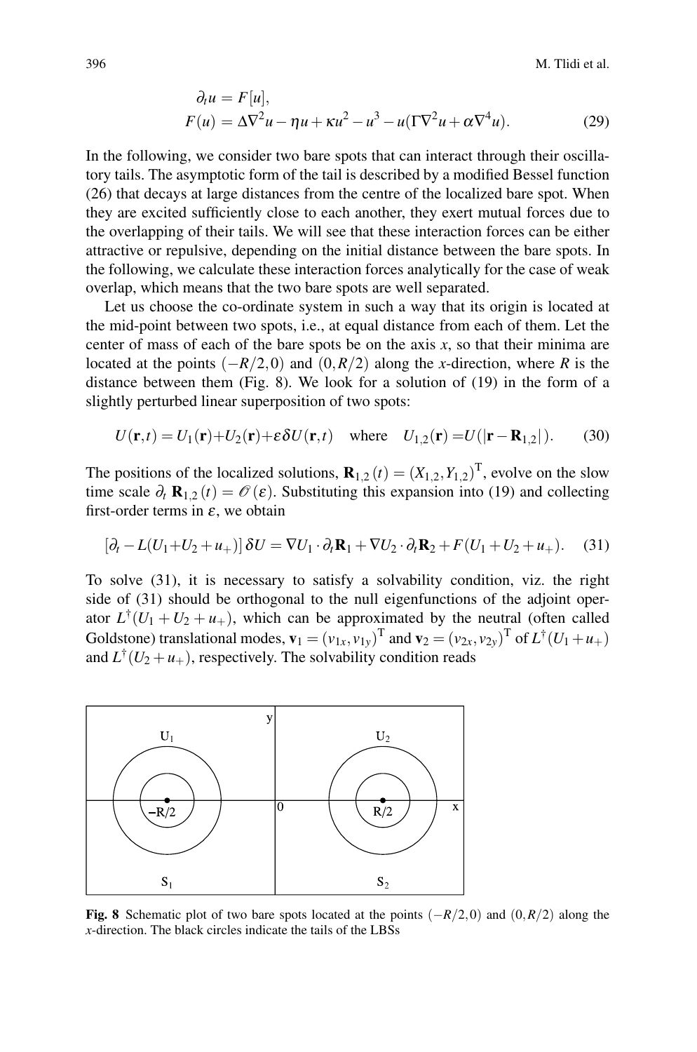$$
\begin{aligned}
\partial_t u &= F[u], \\
F(u) &= \Delta\nabla^2 u - \eta u + \kappa u^2 - u^3 - u(\Gamma\nabla^2 u + \alpha\nabla^4 u).
\end{aligned} \tag{29}
$$

In the following, we consider two bare spots that can interact through their oscillatory tails. The asymptotic form of the tail is described by a modified Bessel function (26) that decays at large distances from the centre of the localized bare spot. When they are excited sufficiently close to each another, they exert mutual forces due to the overlapping of their tails. We will see that these interaction forces can be either attractive or repulsive, depending on the initial distance between the bare spots. In the following, we calculate these interaction forces analytically for the case of weak overlap, which means that the two bare spots are well separated.

Let us choose the co-ordinate system in such a way that its origin is located at the mid-point between two spots, i.e., at equal distance from each of them. Let the center of mass of each of the bare spots be on the axis $x$, so that their minima are located at the points $(-R/2,0)$ and $(0,R/2)$ along the $x$-direction, where $R$ is the distance between them (Fig. 8). We look for a solution of (19) in the form of a slightly perturbed linear superposition of two spots:

$$
U(\mathbf{r},t) = U_1(\mathbf{r}) + U_2(\mathbf{r}) + \varepsilon\delta U(\mathbf{r},t) \quad \text{where} \quad U_{1,2}(\mathbf{r}) = U(|\mathbf{r}-\mathbf{R}_{1,2}|). \tag{30}
$$

The positions of the localized solutions, $\mathbf{R}_{1,2}(t) = (X_{1,2}, Y_{1,2})^{\mathrm{T}}$, evolve on the slow time scale $\partial_t\,\mathbf{R}_{1,2}(t) = \mathcal{O}(\varepsilon)$. Substituting this expansion into (19) and collecting first-order terms in $\varepsilon$, we obtain

$$
\left[\partial_t - L(U_1+U_2+u_+)\right]\delta U = \nabla U_1 \cdot \partial_t \mathbf{R}_1 + \nabla U_2 \cdot \partial_t \mathbf{R}_2 + F(U_1+U_2+u_+). \tag{31}
$$

To solve (31), it is necessary to satisfy a solvability condition, viz. the right side of (31) should be orthogonal to the null eigenfunctions of the adjoint operator $L^\dagger(U_1+U_2+u_+)$, which can be approximated by the neutral (often called Goldstone) translational modes, $\mathbf{v}_1 = (v_{1x}, v_{1y})^{\mathrm{T}}$ and $\mathbf{v}_2 = (v_{2x}, v_{2y})^{\mathrm{T}}$ of $L^\dagger(U_1+u_+)$ and $L^\dagger(U_2+u_+)$, respectively. The solvability condition reads

**Fig. 8** Schematic plot of two bare spots located at the points $(-R/2,0)$ and $(0,R/2)$ along the $x$-direction. The black circles indicate the tails of the LBSs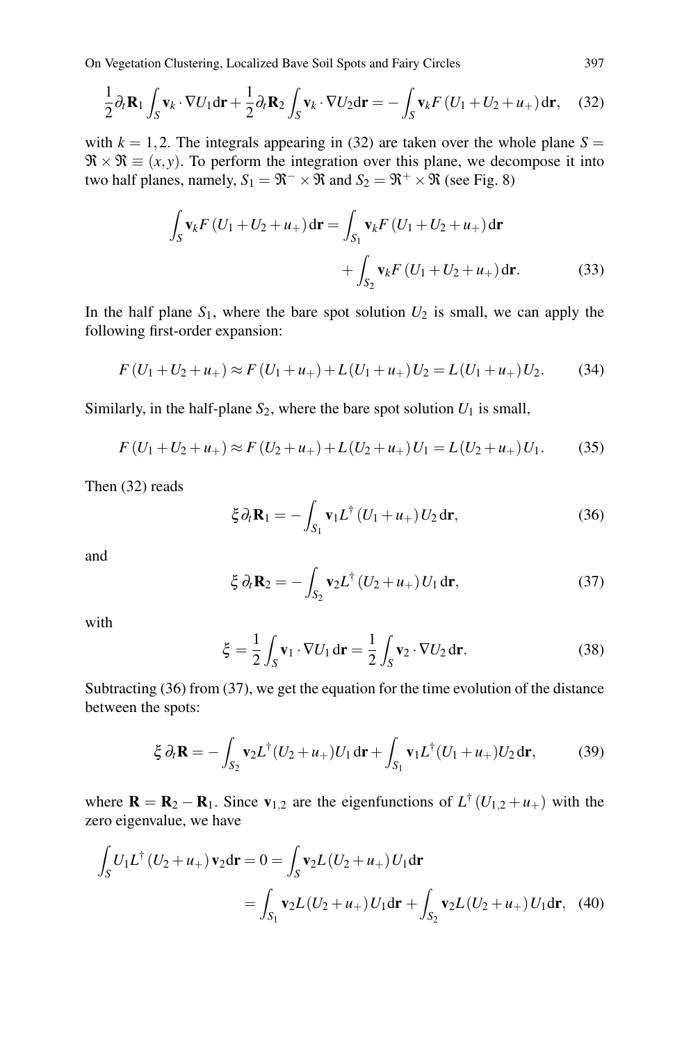$$\frac{1}{2}\partial_t \mathbf{R}_1 \int_S \mathbf{v}_k \cdot \nabla U_1 \mathrm{d}\mathbf{r} + \frac{1}{2}\partial_t \mathbf{R}_2 \int_S \mathbf{v}_k \cdot \nabla U_2 \mathrm{d}\mathbf{r} = -\int_S \mathbf{v}_k F\left(U_1 + U_2 + u_+\right) \mathrm{d}\mathbf{r}, \quad (32)$$

with $k = 1,2$. The integrals appearing in (32) are taken over the whole plane $S = \Re \times \Re \equiv (x,y)$. To perform the integration over this plane, we decompose it into two half planes, namely, $S_1 = \Re^- \times \Re$ and $S_2 = \Re^+ \times \Re$ (see Fig. 8)

$$\int_S \mathbf{v}_k F\left(U_1 + U_2 + u_+\right) \mathrm{d}\mathbf{r} = \int_{S_1} \mathbf{v}_k F\left(U_1 + U_2 + u_+\right) \mathrm{d}\mathbf{r} + \int_{S_2} \mathbf{v}_k F\left(U_1 + U_2 + u_+\right) \mathrm{d}\mathbf{r}. \quad (33)$$

In the half plane $S_1$, where the bare spot solution $U_2$ is small, we can apply the following first-order expansion:

$$F\left(U_1 + U_2 + u_+\right) \approx F\left(U_1 + u_+\right) + L(U_1 + u_+)\, U_2 = L(U_1 + u_+)\, U_2. \quad (34)$$

Similarly, in the half-plane $S_2$, where the bare spot solution $U_1$ is small,

$$F\left(U_1 + U_2 + u_+\right) \approx F\left(U_2 + u_+\right) + L(U_2 + u_+)\, U_1 = L(U_2 + u_+)\, U_1. \quad (35)$$

Then (32) reads

$$\xi\, \partial_t \mathbf{R}_1 = -\int_{S_1} \mathbf{v}_1 L^\dagger\left(U_1 + u_+\right) U_2 \,\mathrm{d}\mathbf{r}, \quad (36)$$

and

$$\xi\, \partial_t \mathbf{R}_2 = -\int_{S_2} \mathbf{v}_2 L^\dagger\left(U_2 + u_+\right) U_1 \,\mathrm{d}\mathbf{r}, \quad (37)$$

with

$$\xi = \frac{1}{2}\int_S \mathbf{v}_1 \cdot \nabla U_1 \,\mathrm{d}\mathbf{r} = \frac{1}{2}\int_S \mathbf{v}_2 \cdot \nabla U_2 \,\mathrm{d}\mathbf{r}. \quad (38)$$

Subtracting (36) from (37), we get the equation for the time evolution of the distance between the spots:

$$\xi\, \partial_t \mathbf{R} = -\int_{S_2} \mathbf{v}_2 L^\dagger(U_2 + u_+) U_1 \,\mathrm{d}\mathbf{r} + \int_{S_1} \mathbf{v}_1 L^\dagger(U_1 + u_+) U_2 \,\mathrm{d}\mathbf{r}, \quad (39)$$

where $\mathbf{R} = \mathbf{R}_2 - \mathbf{R}_1$. Since $\mathbf{v}_{1,2}$ are the eigenfunctions of $L^\dagger\left(U_{1,2} + u_+\right)$ with the zero eigenvalue, we have

$$\int_S U_1 L^\dagger\left(U_2 + u_+\right) \mathbf{v}_2 \mathrm{d}\mathbf{r} = 0 = \int_S \mathbf{v}_2 L\left(U_2 + u_+\right) U_1 \mathrm{d}\mathbf{r} = \int_{S_1} \mathbf{v}_2 L\left(U_2 + u_+\right) U_1 \mathrm{d}\mathbf{r} + \int_{S_2} \mathbf{v}_2 L\left(U_2 + u_+\right) U_1 \mathrm{d}\mathbf{r}, \quad (40)$$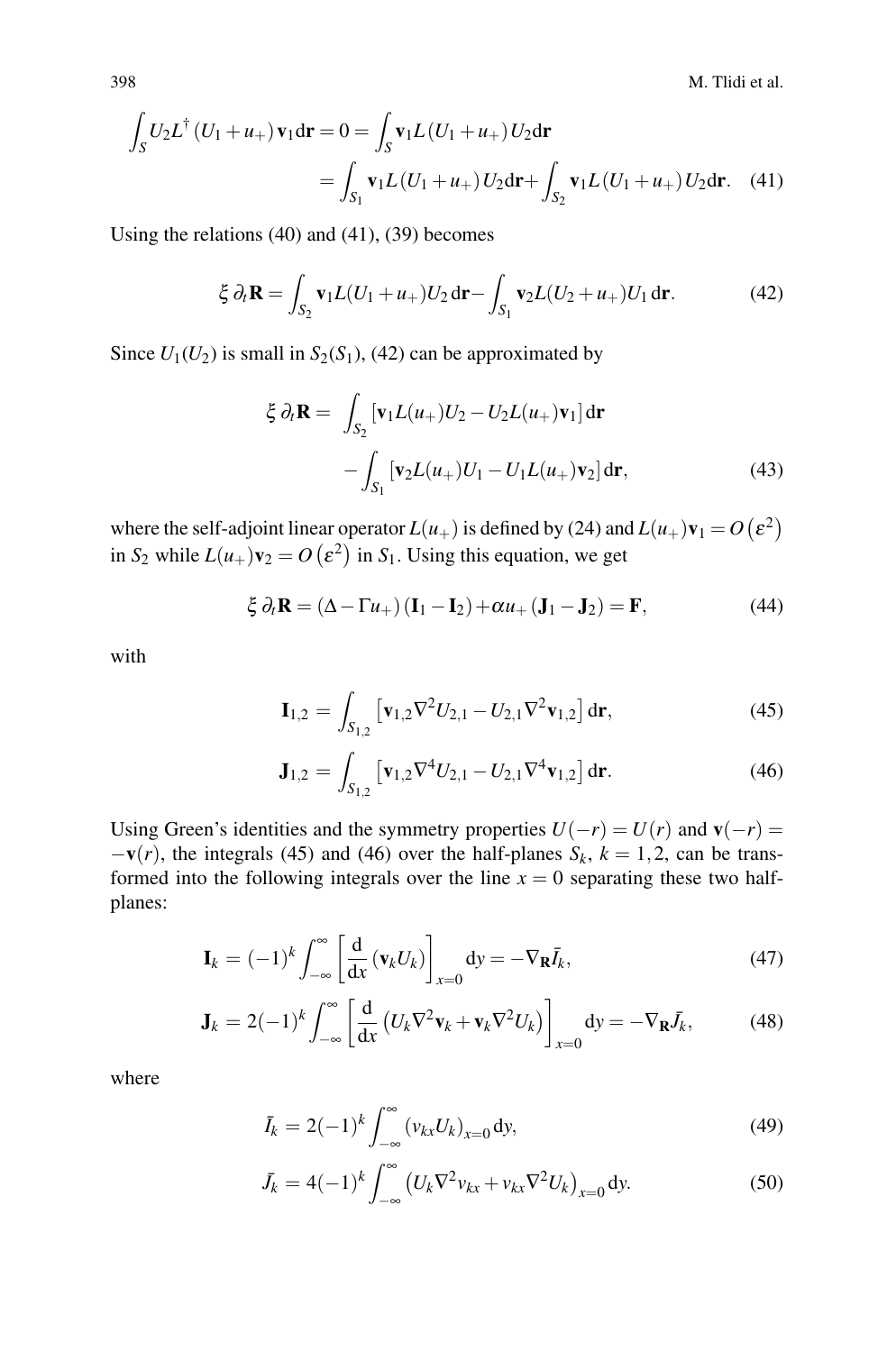$$\int_S U_2 L^\dagger(U_1+u_+)\mathbf{v}_1 d\mathbf{r} = 0 = \int_S \mathbf{v}_1 L(U_1+u_+)U_2 d\mathbf{r}$$

$$= \int_{S_1} \mathbf{v}_1 L(U_1+u_+)U_2 d\mathbf{r} + \int_{S_2} \mathbf{v}_1 L(U_1+u_+)U_2 d\mathbf{r}. \quad (41)$$

Using the relations (40) and (41), (39) becomes

$$\xi\,\partial_t \mathbf{R} = \int_{S_2} \mathbf{v}_1 L(U_1+u_+)U_2\, d\mathbf{r} - \int_{S_1} \mathbf{v}_2 L(U_2+u_+)U_1\, d\mathbf{r}. \quad (42)$$

Since $U_1(U_2)$ is small in $S_2(S_1)$, (42) can be approximated by

$$\xi\,\partial_t \mathbf{R} = \int_{S_2} \left[\mathbf{v}_1 L(u_+)U_2 - U_2 L(u_+)\mathbf{v}_1\right] d\mathbf{r}$$

$$- \int_{S_1} \left[\mathbf{v}_2 L(u_+)U_1 - U_1 L(u_+)\mathbf{v}_2\right] d\mathbf{r}, \quad (43)$$

where the self-adjoint linear operator $L(u_+)$ is defined by (24) and $L(u_+)\mathbf{v}_1 = O\left(\varepsilon^2\right)$ in $S_2$ while $L(u_+)\mathbf{v}_2 = O\left(\varepsilon^2\right)$ in $S_1$. Using this equation, we get

$$\xi\,\partial_t \mathbf{R} = (\Delta - \Gamma u_+)(\mathbf{I}_1 - \mathbf{I}_2) + \alpha u_+(\mathbf{J}_1 - \mathbf{J}_2) = \mathbf{F}, \quad (44)$$

with

$$\mathbf{I}_{1,2} = \int_{S_{1,2}} \left[\mathbf{v}_{1,2}\nabla^2 U_{2,1} - U_{2,1}\nabla^2 \mathbf{v}_{1,2}\right] d\mathbf{r}, \quad (45)$$

$$\mathbf{J}_{1,2} = \int_{S_{1,2}} \left[\mathbf{v}_{1,2}\nabla^4 U_{2,1} - U_{2,1}\nabla^4 \mathbf{v}_{1,2}\right] d\mathbf{r}. \quad (46)$$

Using Green's identities and the symmetry properties $U(-r) = U(r)$ and $\mathbf{v}(-r) = -\mathbf{v}(r)$, the integrals (45) and (46) over the half-planes $S_k$, $k = 1,2$, can be transformed into the following integrals over the line $x = 0$ separating these two half-planes:

$$\mathbf{I}_k = (-1)^k \int_{-\infty}^{\infty} \left[\frac{d}{dx}(\mathbf{v}_k U_k)\right]_{x=0} dy = -\nabla_{\mathbf{R}} \bar{I}_k, \quad (47)$$

$$\mathbf{J}_k = 2(-1)^k \int_{-\infty}^{\infty} \left[\frac{d}{dx}\left(U_k \nabla^2 \mathbf{v}_k + \mathbf{v}_k \nabla^2 U_k\right)\right]_{x=0} dy = -\nabla_{\mathbf{R}} \bar{J}_k, \quad (48)$$

where

$$\bar{I}_k = 2(-1)^k \int_{-\infty}^{\infty} (v_{kx} U_k)_{x=0}\, dy, \quad (49)$$

$$\bar{J}_k = 4(-1)^k \int_{-\infty}^{\infty} \left(U_k \nabla^2 v_{kx} + v_{kx} \nabla^2 U_k\right)_{x=0} dy. \quad (50)$$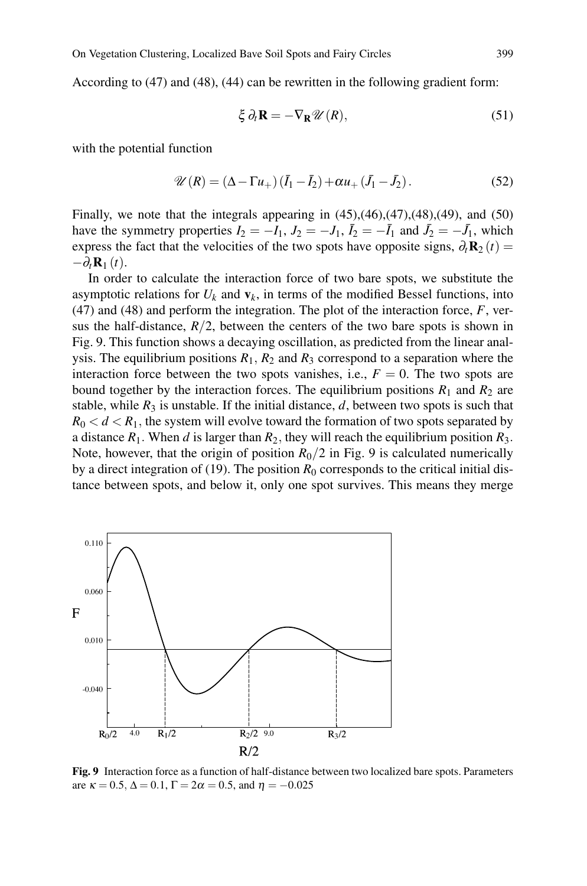According to (47) and (48), (44) can be rewritten in the following gradient form:

$$\xi \, \partial_t \mathbf{R} = -\nabla_{\mathbf{R}} \mathscr{U}(R), \tag{51}$$

with the potential function

$$\mathscr{U}(R) = (\Delta - \Gamma u_+)(\bar{I}_1 - \bar{I}_2) + \alpha u_+ (\bar{J}_1 - \bar{J}_2). \tag{52}$$

Finally, we note that the integrals appearing in (45),(46),(47),(48),(49), and (50) have the symmetry properties $I_2 = -I_1$, $J_2 = -J_1$, $\bar{I}_2 = -\bar{I}_1$ and $\bar{J}_2 = -\bar{J}_1$, which express the fact that the velocities of the two spots have opposite signs, $\partial_t \mathbf{R}_2(t) = -\partial_t \mathbf{R}_1(t)$.

In order to calculate the interaction force of two bare spots, we substitute the asymptotic relations for $U_k$ and $\mathbf{v}_k$, in terms of the modified Bessel functions, into (47) and (48) and perform the integration. The plot of the interaction force, $F$, versus the half-distance, $R/2$, between the centers of the two bare spots is shown in Fig. 9. This function shows a decaying oscillation, as predicted from the linear analysis. The equilibrium positions $R_1$, $R_2$ and $R_3$ correspond to a separation where the interaction force between the two spots vanishes, i.e., $F = 0$. The two spots are bound together by the interaction forces. The equilibrium positions $R_1$ and $R_2$ are stable, while $R_3$ is unstable. If the initial distance, $d$, between two spots is such that $R_0 < d < R_1$, the system will evolve toward the formation of two spots separated by a distance $R_1$. When $d$ is larger than $R_2$, they will reach the equilibrium position $R_3$. Note, however, that the origin of position $R_0/2$ in Fig. 9 is calculated numerically by a direct integration of (19). The position $R_0$ corresponds to the critical initial distance between spots, and below it, only one spot survives. This means they merge

**Fig. 9** Interaction force as a function of half-distance between two localized bare spots. Parameters are $\kappa = 0.5$, $\Delta = 0.1$, $\Gamma = 2\alpha = 0.5$, and $\eta = -0.025$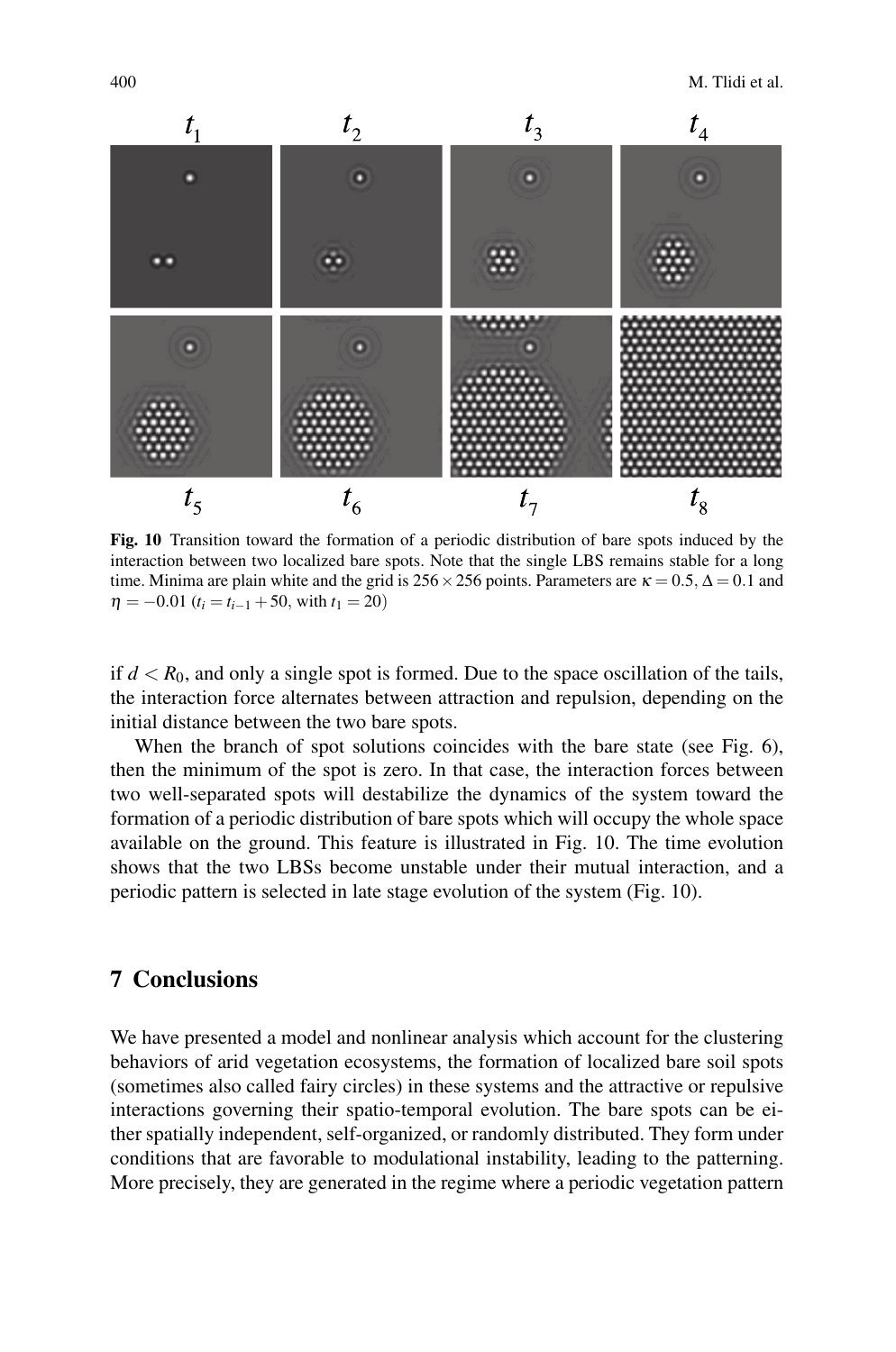**Fig. 10** Transition toward the formation of a periodic distribution of bare spots induced by the interaction between two localized bare spots. Note that the single LBS remains stable for a long time. Minima are plain white and the grid is $256 \times 256$ points. Parameters are $\kappa = 0.5$, $\Delta = 0.1$ and $\eta = -0.01$ ($t_i = t_{i-1} + 50$, with $t_1 = 20$)

if $d < R_0$, and only a single spot is formed. Due to the space oscillation of the tails, the interaction force alternates between attraction and repulsion, depending on the initial distance between the two bare spots.

When the branch of spot solutions coincides with the bare state (see Fig. 6), then the minimum of the spot is zero. In that case, the interaction forces between two well-separated spots will destabilize the dynamics of the system toward the formation of a periodic distribution of bare spots which will occupy the whole space available on the ground. This feature is illustrated in Fig. 10. The time evolution shows that the two LBSs become unstable under their mutual interaction, and a periodic pattern is selected in late stage evolution of the system (Fig. 10).

## 7 Conclusions

We have presented a model and nonlinear analysis which account for the clustering behaviors of arid vegetation ecosystems, the formation of localized bare soil spots (sometimes also called fairy circles) in these systems and the attractive or repulsive interactions governing their spatio-temporal evolution. The bare spots can be either spatially independent, self-organized, or randomly distributed. They form under conditions that are favorable to modulational instability, leading to the patterning. More precisely, they are generated in the regime where a periodic vegetation pattern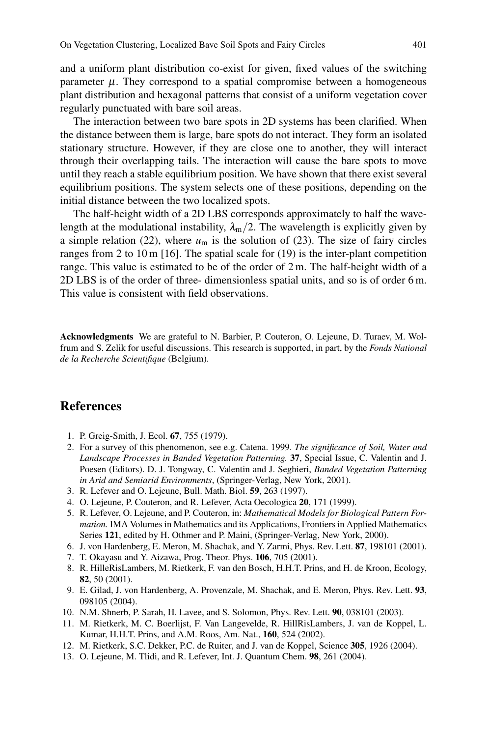and a uniform plant distribution co-exist for given, fixed values of the switching parameter $\mu$. They correspond to a spatial compromise between a homogeneous plant distribution and hexagonal patterns that consist of a uniform vegetation cover regularly punctuated with bare soil areas.

The interaction between two bare spots in 2D systems has been clarified. When the distance between them is large, bare spots do not interact. They form an isolated stationary structure. However, if they are close one to another, they will interact through their overlapping tails. The interaction will cause the bare spots to move until they reach a stable equilibrium position. We have shown that there exist several equilibrium positions. The system selects one of these positions, depending on the initial distance between the two localized spots.

The half-height width of a 2D LBS corresponds approximately to half the wavelength at the modulational instability, $\lambda_m/2$. The wavelength is explicitly given by a simple relation (22), where $u_m$ is the solution of (23). The size of fairy circles ranges from 2 to 10 m [16]. The spatial scale for (19) is the inter-plant competition range. This value is estimated to be of the order of 2 m. The half-height width of a 2D LBS is of the order of three- dimensionless spatial units, and so is of order 6 m. This value is consistent with field observations.

**Acknowledgments** We are grateful to N. Barbier, P. Couteron, O. Lejeune, D. Turaev, M. Wolfrum and S. Zelik for useful discussions. This research is supported, in part, by the *Fonds National de la Recherche Scientifique* (Belgium).

## References

1. P. Greig-Smith, J. Ecol. **67**, 755 (1979).
2. For a survey of this phenomenon, see e.g. Catena. 1999. *The significance of Soil, Water and Landscape Processes in Banded Vegetation Patterning.* **37**, Special Issue, C. Valentin and J. Poesen (Editors). D. J. Tongway, C. Valentin and J. Seghieri, *Banded Vegetation Patterning in Arid and Semiarid Environments*, (Springer-Verlag, New York, 2001).
3. R. Lefever and O. Lejeune, Bull. Math. Biol. **59**, 263 (1997).
4. O. Lejeune, P. Couteron, and R. Lefever, Acta Oecologica **20**, 171 (1999).
5. R. Lefever, O. Lejeune, and P. Couteron, in: *Mathematical Models for Biological Pattern Formation.* IMA Volumes in Mathematics and its Applications, Frontiers in Applied Mathematics Series **121**, edited by H. Othmer and P. Maini, (Springer-Verlag, New York, 2000).
6. J. von Hardenberg, E. Meron, M. Shachak, and Y. Zarmi, Phys. Rev. Lett. **87**, 198101 (2001).
7. T. Okayasu and Y. Aizawa, Prog. Theor. Phys. **106**, 705 (2001).
8. R. HilleRisLambers, M. Rietkerk, F. van den Bosch, H.H.T. Prins, and H. de Kroon, Ecology, **82**, 50 (2001).
9. E. Gilad, J. von Hardenberg, A. Provenzale, M. Shachak, and E. Meron, Phys. Rev. Lett. **93**, 098105 (2004).
10. N.M. Shnerb, P. Sarah, H. Lavee, and S. Solomon, Phys. Rev. Lett. **90**, 038101 (2003).
11. M. Rietkerk, M. C. Boerlijst, F. Van Langevelde, R. HillRisLambers, J. van de Koppel, L. Kumar, H.H.T. Prins, and A.M. Roos, Am. Nat., **160**, 524 (2002).
12. M. Rietkerk, S.C. Dekker, P.C. de Ruiter, and J. van de Koppel, Science **305**, 1926 (2004).
13. O. Lejeune, M. Tlidi, and R. Lefever, Int. J. Quantum Chem. **98**, 261 (2004).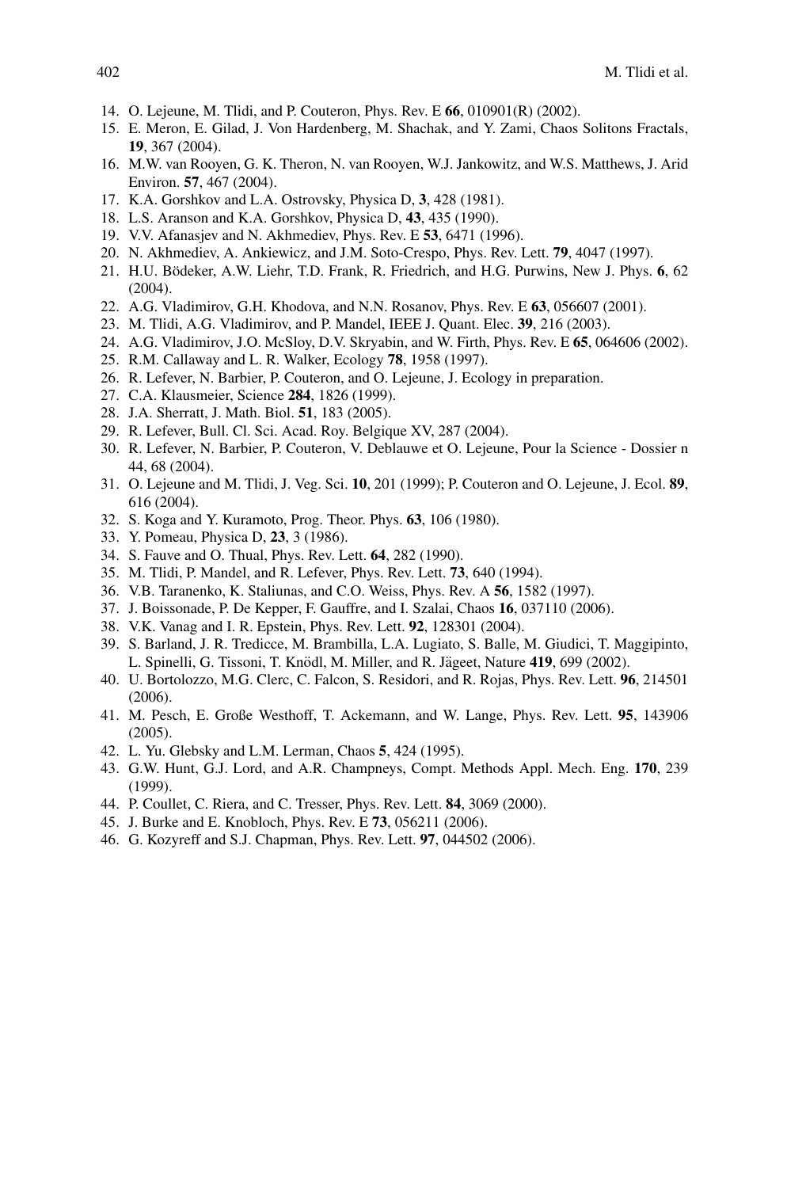14. O. Lejeune, M. Tlidi, and P. Couteron, Phys. Rev. E **66**, 010901(R) (2002).
15. E. Meron, E. Gilad, J. Von Hardenberg, M. Shachak, and Y. Zami, Chaos Solitons Fractals, **19**, 367 (2004).
16. M.W. van Rooyen, G. K. Theron, N. van Rooyen, W.J. Jankowitz, and W.S. Matthews, J. Arid Environ. **57**, 467 (2004).
17. K.A. Gorshkov and L.A. Ostrovsky, Physica D, **3**, 428 (1981).
18. L.S. Aranson and K.A. Gorshkov, Physica D, **43**, 435 (1990).
19. V.V. Afanasjev and N. Akhmediev, Phys. Rev. E **53**, 6471 (1996).
20. N. Akhmediev, A. Ankiewicz, and J.M. Soto-Crespo, Phys. Rev. Lett. **79**, 4047 (1997).
21. H.U. Bödeker, A.W. Liehr, T.D. Frank, R. Friedrich, and H.G. Purwins, New J. Phys. **6**, 62 (2004).
22. A.G. Vladimirov, G.H. Khodova, and N.N. Rosanov, Phys. Rev. E **63**, 056607 (2001).
23. M. Tlidi, A.G. Vladimirov, and P. Mandel, IEEE J. Quant. Elec. **39**, 216 (2003).
24. A.G. Vladimirov, J.O. McSloy, D.V. Skryabin, and W. Firth, Phys. Rev. E **65**, 064606 (2002).
25. R.M. Callaway and L. R. Walker, Ecology **78**, 1958 (1997).
26. R. Lefever, N. Barbier, P. Couteron, and O. Lejeune, J. Ecology in preparation.
27. C.A. Klausmeier, Science **284**, 1826 (1999).
28. J.A. Sherratt, J. Math. Biol. **51**, 183 (2005).
29. R. Lefever, Bull. Cl. Sci. Acad. Roy. Belgique XV, 287 (2004).
30. R. Lefever, N. Barbier, P. Couteron, V. Deblauwe et O. Lejeune, Pour la Science - Dossier n 44, 68 (2004).
31. O. Lejeune and M. Tlidi, J. Veg. Sci. **10**, 201 (1999); P. Couteron and O. Lejeune, J. Ecol. **89**, 616 (2004).
32. S. Koga and Y. Kuramoto, Prog. Theor. Phys. **63**, 106 (1980).
33. Y. Pomeau, Physica D, **23**, 3 (1986).
34. S. Fauve and O. Thual, Phys. Rev. Lett. **64**, 282 (1990).
35. M. Tlidi, P. Mandel, and R. Lefever, Phys. Rev. Lett. **73**, 640 (1994).
36. V.B. Taranenko, K. Staliunas, and C.O. Weiss, Phys. Rev. A **56**, 1582 (1997).
37. J. Boissonade, P. De Kepper, F. Gauffre, and I. Szalai, Chaos **16**, 037110 (2006).
38. V.K. Vanag and I. R. Epstein, Phys. Rev. Lett. **92**, 128301 (2004).
39. S. Barland, J. R. Tredicce, M. Brambilla, L.A. Lugiato, S. Balle, M. Giudici, T. Maggipinto, L. Spinelli, G. Tissoni, T. Knödl, M. Miller, and R. Jägeet, Nature **419**, 699 (2002).
40. U. Bortolozzo, M.G. Clerc, C. Falcon, S. Residori, and R. Rojas, Phys. Rev. Lett. **96**, 214501 (2006).
41. M. Pesch, E. Große Westhoff, T. Ackemann, and W. Lange, Phys. Rev. Lett. **95**, 143906 (2005).
42. L. Yu. Glebsky and L.M. Lerman, Chaos **5**, 424 (1995).
43. G.W. Hunt, G.J. Lord, and A.R. Champneys, Compt. Methods Appl. Mech. Eng. **170**, 239 (1999).
44. P. Coullet, C. Riera, and C. Tresser, Phys. Rev. Lett. **84**, 3069 (2000).
45. J. Burke and E. Knobloch, Phys. Rev. E **73**, 056211 (2006).
46. G. Kozyreff and S.J. Chapman, Phys. Rev. Lett. **97**, 044502 (2006).